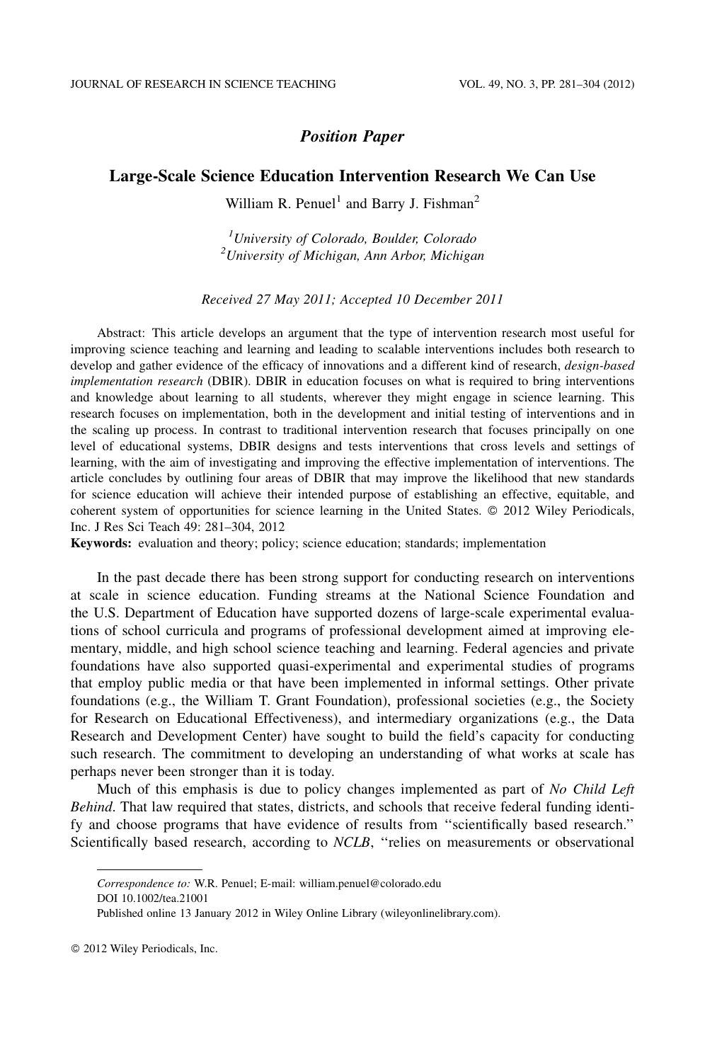*Position Paper*

# Large-Scale Science Education Intervention Research We Can Use

William R. Penuel[1] and Barry J. Fishman[2]

[1]*University of Colorado, Boulder, Colorado*
[2]*University of Michigan, Ann Arbor, Michigan*

*Received 27 May 2011; Accepted 10 December 2011*

Abstract: This article develops an argument that the type of intervention research most useful for improving science teaching and learning and leading to scalable interventions includes both research to develop and gather evidence of the efficacy of innovations and a different kind of research, *design-based implementation research* (DBIR). DBIR in education focuses on what is required to bring interventions and knowledge about learning to all students, wherever they might engage in science learning. This research focuses on implementation, both in the development and initial testing of interventions and in the scaling up process. In contrast to traditional intervention research that focuses principally on one level of educational systems, DBIR designs and tests interventions that cross levels and settings of learning, with the aim of investigating and improving the effective implementation of interventions. The article concludes by outlining four areas of DBIR that may improve the likelihood that new standards for science education will achieve their intended purpose of establishing an effective, equitable, and coherent system of opportunities for science learning in the United States. © 2012 Wiley Periodicals, Inc. J Res Sci Teach 49: 281–304, 2012

**Keywords:** evaluation and theory; policy; science education; standards; implementation

In the past decade there has been strong support for conducting research on interventions at scale in science education. Funding streams at the National Science Foundation and the U.S. Department of Education have supported dozens of large-scale experimental evaluations of school curricula and programs of professional development aimed at improving elementary, middle, and high school science teaching and learning. Federal agencies and private foundations have also supported quasi-experimental and experimental studies of programs that employ public media or that have been implemented in informal settings. Other private foundations (e.g., the William T. Grant Foundation), professional societies (e.g., the Society for Research on Educational Effectiveness), and intermediary organizations (e.g., the Data Research and Development Center) have sought to build the field's capacity for conducting such research. The commitment to developing an understanding of what works at scale has perhaps never been stronger than it is today.

Much of this emphasis is due to policy changes implemented as part of *No Child Left Behind*. That law required that states, districts, and schools that receive federal funding identify and choose programs that have evidence of results from "scientifically based research." Scientifically based research, according to *NCLB*, "relies on measurements or observational

*Correspondence to:* W.R. Penuel; E-mail: william.penuel@colorado.edu
DOI 10.1002/tea.21001
Published online 13 January 2012 in Wiley Online Library (wileyonlinelibrary.com).

© 2012 Wiley Periodicals, Inc.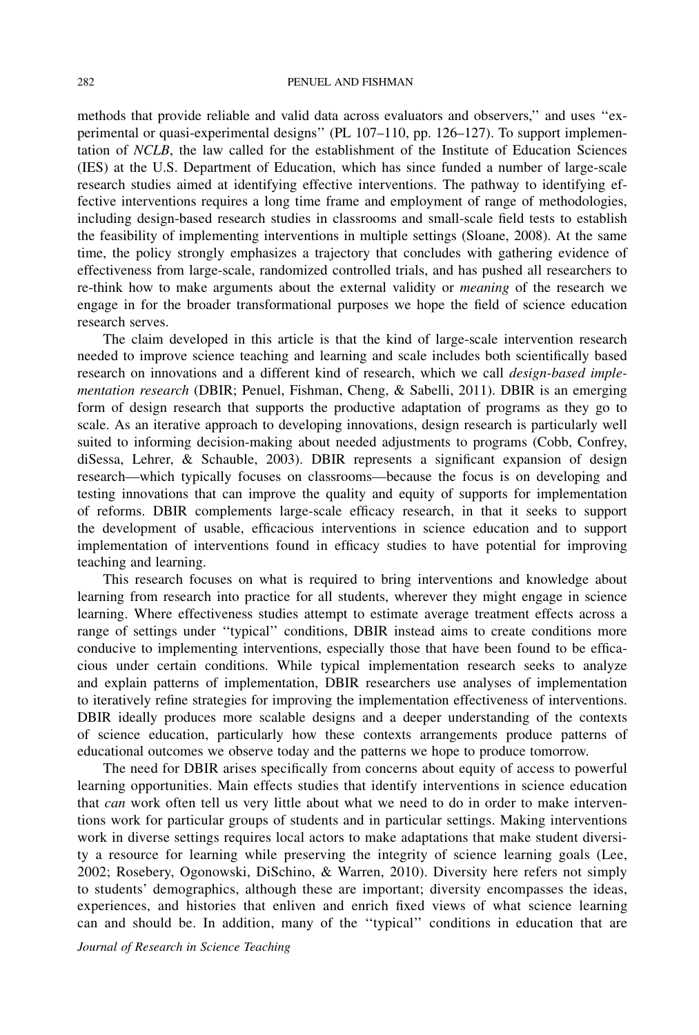methods that provide reliable and valid data across evaluators and observers,'' and uses ''experimental or quasi-experimental designs'' (PL 107–110, pp. 126–127). To support implementation of *NCLB*, the law called for the establishment of the Institute of Education Sciences (IES) at the U.S. Department of Education, which has since funded a number of large-scale research studies aimed at identifying effective interventions. The pathway to identifying effective interventions requires a long time frame and employment of range of methodologies, including design-based research studies in classrooms and small-scale field tests to establish the feasibility of implementing interventions in multiple settings (Sloane, 2008). At the same time, the policy strongly emphasizes a trajectory that concludes with gathering evidence of effectiveness from large-scale, randomized controlled trials, and has pushed all researchers to re-think how to make arguments about the external validity or *meaning* of the research we engage in for the broader transformational purposes we hope the field of science education research serves.

The claim developed in this article is that the kind of large-scale intervention research needed to improve science teaching and learning and scale includes both scientifically based research on innovations and a different kind of research, which we call *design-based implementation research* (DBIR; Penuel, Fishman, Cheng, & Sabelli, 2011). DBIR is an emerging form of design research that supports the productive adaptation of programs as they go to scale. As an iterative approach to developing innovations, design research is particularly well suited to informing decision-making about needed adjustments to programs (Cobb, Confrey, diSessa, Lehrer, & Schauble, 2003). DBIR represents a significant expansion of design research—which typically focuses on classrooms—because the focus is on developing and testing innovations that can improve the quality and equity of supports for implementation of reforms. DBIR complements large-scale efficacy research, in that it seeks to support the development of usable, efficacious interventions in science education and to support implementation of interventions found in efficacy studies to have potential for improving teaching and learning.

This research focuses on what is required to bring interventions and knowledge about learning from research into practice for all students, wherever they might engage in science learning. Where effectiveness studies attempt to estimate average treatment effects across a range of settings under ''typical'' conditions, DBIR instead aims to create conditions more conducive to implementing interventions, especially those that have been found to be efficacious under certain conditions. While typical implementation research seeks to analyze and explain patterns of implementation, DBIR researchers use analyses of implementation to iteratively refine strategies for improving the implementation effectiveness of interventions. DBIR ideally produces more scalable designs and a deeper understanding of the contexts of science education, particularly how these contexts arrangements produce patterns of educational outcomes we observe today and the patterns we hope to produce tomorrow.

The need for DBIR arises specifically from concerns about equity of access to powerful learning opportunities. Main effects studies that identify interventions in science education that *can* work often tell us very little about what we need to do in order to make interventions work for particular groups of students and in particular settings. Making interventions work in diverse settings requires local actors to make adaptations that make student diversity a resource for learning while preserving the integrity of science learning goals (Lee, 2002; Rosebery, Ogonowski, DiSchino, & Warren, 2010). Diversity here refers not simply to students' demographics, although these are important; diversity encompasses the ideas, experiences, and histories that enliven and enrich fixed views of what science learning can and should be. In addition, many of the ''typical'' conditions in education that are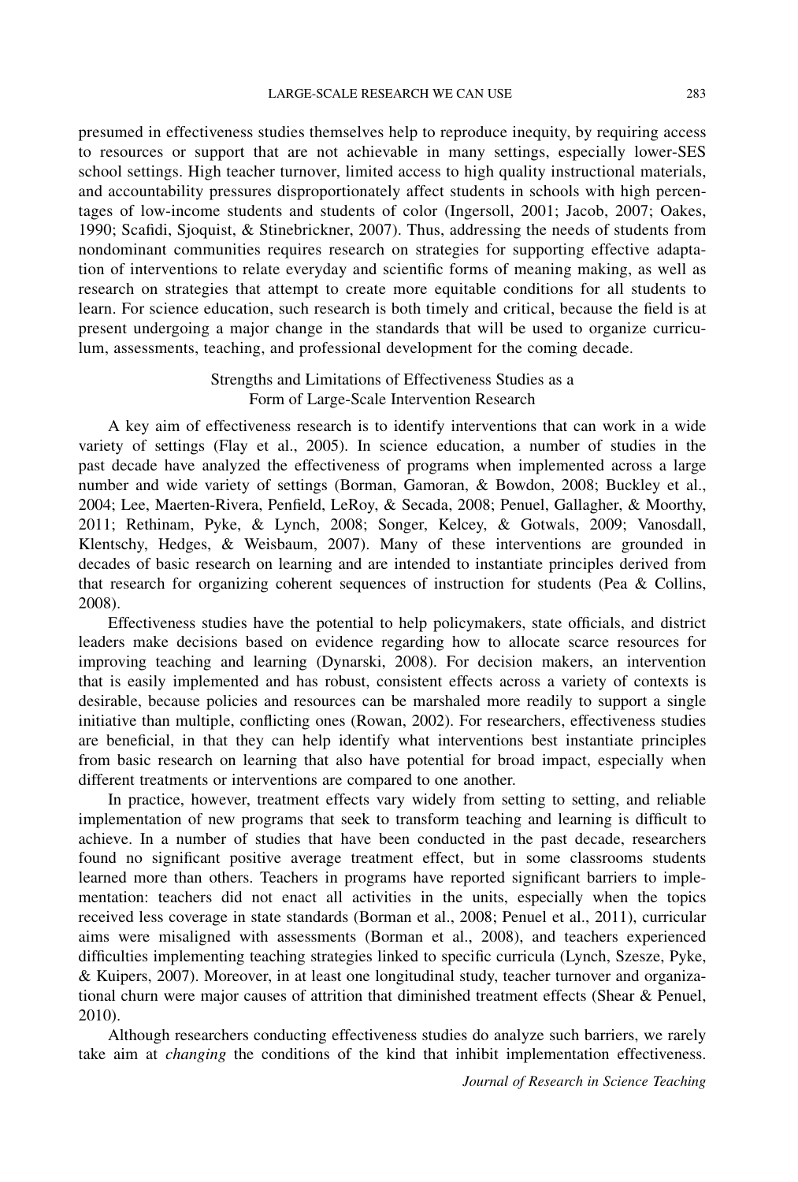presumed in effectiveness studies themselves help to reproduce inequity, by requiring access to resources or support that are not achievable in many settings, especially lower-SES school settings. High teacher turnover, limited access to high quality instructional materials, and accountability pressures disproportionately affect students in schools with high percentages of low-income students and students of color (Ingersoll, 2001; Jacob, 2007; Oakes, 1990; Scafidi, Sjoquist, & Stinebrickner, 2007). Thus, addressing the needs of students from nondominant communities requires research on strategies for supporting effective adaptation of interventions to relate everyday and scientific forms of meaning making, as well as research on strategies that attempt to create more equitable conditions for all students to learn. For science education, such research is both timely and critical, because the field is at present undergoing a major change in the standards that will be used to organize curriculum, assessments, teaching, and professional development for the coming decade.

## Strengths and Limitations of Effectiveness Studies as a Form of Large-Scale Intervention Research

A key aim of effectiveness research is to identify interventions that can work in a wide variety of settings (Flay et al., 2005). In science education, a number of studies in the past decade have analyzed the effectiveness of programs when implemented across a large number and wide variety of settings (Borman, Gamoran, & Bowdon, 2008; Buckley et al., 2004; Lee, Maerten-Rivera, Penfield, LeRoy, & Secada, 2008; Penuel, Gallagher, & Moorthy, 2011; Rethinam, Pyke, & Lynch, 2008; Songer, Kelcey, & Gotwals, 2009; Vanosdall, Klentschy, Hedges, & Weisbaum, 2007). Many of these interventions are grounded in decades of basic research on learning and are intended to instantiate principles derived from that research for organizing coherent sequences of instruction for students (Pea & Collins, 2008).

Effectiveness studies have the potential to help policymakers, state officials, and district leaders make decisions based on evidence regarding how to allocate scarce resources for improving teaching and learning (Dynarski, 2008). For decision makers, an intervention that is easily implemented and has robust, consistent effects across a variety of contexts is desirable, because policies and resources can be marshaled more readily to support a single initiative than multiple, conflicting ones (Rowan, 2002). For researchers, effectiveness studies are beneficial, in that they can help identify what interventions best instantiate principles from basic research on learning that also have potential for broad impact, especially when different treatments or interventions are compared to one another.

In practice, however, treatment effects vary widely from setting to setting, and reliable implementation of new programs that seek to transform teaching and learning is difficult to achieve. In a number of studies that have been conducted in the past decade, researchers found no significant positive average treatment effect, but in some classrooms students learned more than others. Teachers in programs have reported significant barriers to implementation: teachers did not enact all activities in the units, especially when the topics received less coverage in state standards (Borman et al., 2008; Penuel et al., 2011), curricular aims were misaligned with assessments (Borman et al., 2008), and teachers experienced difficulties implementing teaching strategies linked to specific curricula (Lynch, Szesze, Pyke, & Kuipers, 2007). Moreover, in at least one longitudinal study, teacher turnover and organizational churn were major causes of attrition that diminished treatment effects (Shear & Penuel, 2010).

Although researchers conducting effectiveness studies do analyze such barriers, we rarely take aim at *changing* the conditions of the kind that inhibit implementation effectiveness.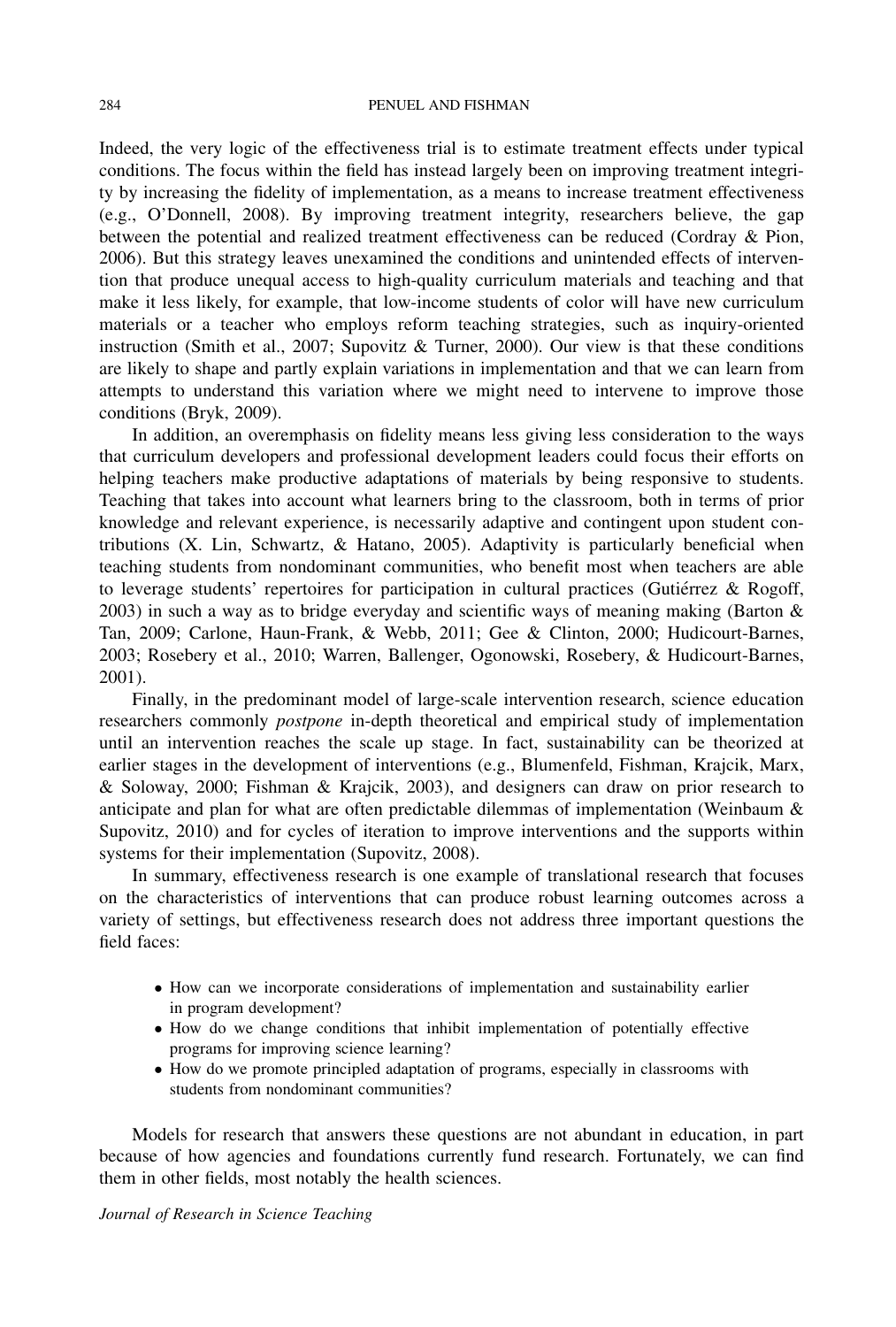Indeed, the very logic of the effectiveness trial is to estimate treatment effects under typical conditions. The focus within the field has instead largely been on improving treatment integrity by increasing the fidelity of implementation, as a means to increase treatment effectiveness (e.g., O'Donnell, 2008). By improving treatment integrity, researchers believe, the gap between the potential and realized treatment effectiveness can be reduced (Cordray & Pion, 2006). But this strategy leaves unexamined the conditions and unintended effects of intervention that produce unequal access to high-quality curriculum materials and teaching and that make it less likely, for example, that low-income students of color will have new curriculum materials or a teacher who employs reform teaching strategies, such as inquiry-oriented instruction (Smith et al., 2007; Supovitz & Turner, 2000). Our view is that these conditions are likely to shape and partly explain variations in implementation and that we can learn from attempts to understand this variation where we might need to intervene to improve those conditions (Bryk, 2009).

In addition, an overemphasis on fidelity means less giving less consideration to the ways that curriculum developers and professional development leaders could focus their efforts on helping teachers make productive adaptations of materials by being responsive to students. Teaching that takes into account what learners bring to the classroom, both in terms of prior knowledge and relevant experience, is necessarily adaptive and contingent upon student contributions (X. Lin, Schwartz, & Hatano, 2005). Adaptivity is particularly beneficial when teaching students from nondominant communities, who benefit most when teachers are able to leverage students' repertoires for participation in cultural practices (Gutiérrez & Rogoff, 2003) in such a way as to bridge everyday and scientific ways of meaning making (Barton & Tan, 2009; Carlone, Haun-Frank, & Webb, 2011; Gee & Clinton, 2000; Hudicourt-Barnes, 2003; Rosebery et al., 2010; Warren, Ballenger, Ogonowski, Rosebery, & Hudicourt-Barnes, 2001).

Finally, in the predominant model of large-scale intervention research, science education researchers commonly *postpone* in-depth theoretical and empirical study of implementation until an intervention reaches the scale up stage. In fact, sustainability can be theorized at earlier stages in the development of interventions (e.g., Blumenfeld, Fishman, Krajcik, Marx, & Soloway, 2000; Fishman & Krajcik, 2003), and designers can draw on prior research to anticipate and plan for what are often predictable dilemmas of implementation (Weinbaum & Supovitz, 2010) and for cycles of iteration to improve interventions and the supports within systems for their implementation (Supovitz, 2008).

In summary, effectiveness research is one example of translational research that focuses on the characteristics of interventions that can produce robust learning outcomes across a variety of settings, but effectiveness research does not address three important questions the field faces:

- How can we incorporate considerations of implementation and sustainability earlier in program development?
- How do we change conditions that inhibit implementation of potentially effective programs for improving science learning?
- How do we promote principled adaptation of programs, especially in classrooms with students from nondominant communities?

Models for research that answers these questions are not abundant in education, in part because of how agencies and foundations currently fund research. Fortunately, we can find them in other fields, most notably the health sciences.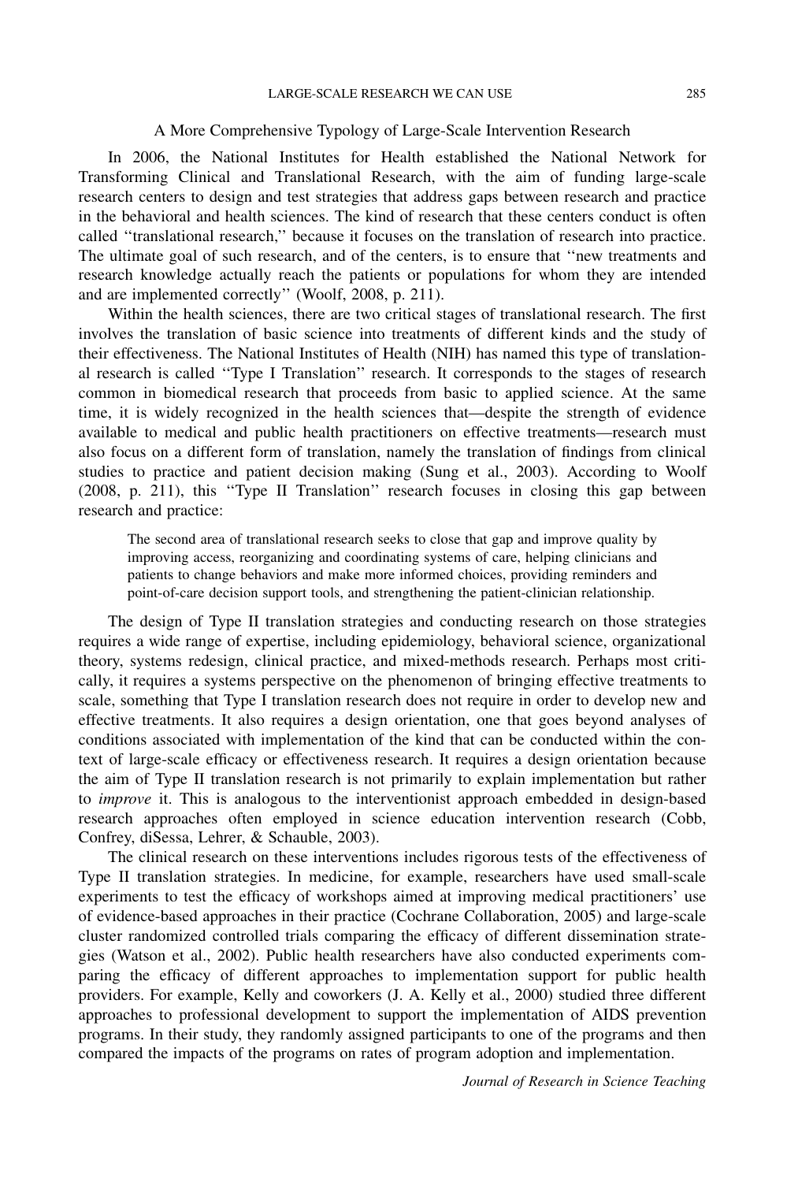## A More Comprehensive Typology of Large-Scale Intervention Research

In 2006, the National Institutes for Health established the National Network for Transforming Clinical and Translational Research, with the aim of funding large-scale research centers to design and test strategies that address gaps between research and practice in the behavioral and health sciences. The kind of research that these centers conduct is often called ''translational research,'' because it focuses on the translation of research into practice. The ultimate goal of such research, and of the centers, is to ensure that ''new treatments and research knowledge actually reach the patients or populations for whom they are intended and are implemented correctly'' (Woolf, 2008, p. 211).

Within the health sciences, there are two critical stages of translational research. The first involves the translation of basic science into treatments of different kinds and the study of their effectiveness. The National Institutes of Health (NIH) has named this type of translational research is called ''Type I Translation'' research. It corresponds to the stages of research common in biomedical research that proceeds from basic to applied science. At the same time, it is widely recognized in the health sciences that—despite the strength of evidence available to medical and public health practitioners on effective treatments—research must also focus on a different form of translation, namely the translation of findings from clinical studies to practice and patient decision making (Sung et al., 2003). According to Woolf (2008, p. 211), this ''Type II Translation'' research focuses in closing this gap between research and practice:

> The second area of translational research seeks to close that gap and improve quality by improving access, reorganizing and coordinating systems of care, helping clinicians and patients to change behaviors and make more informed choices, providing reminders and point-of-care decision support tools, and strengthening the patient-clinician relationship.

The design of Type II translation strategies and conducting research on those strategies requires a wide range of expertise, including epidemiology, behavioral science, organizational theory, systems redesign, clinical practice, and mixed-methods research. Perhaps most critically, it requires a systems perspective on the phenomenon of bringing effective treatments to scale, something that Type I translation research does not require in order to develop new and effective treatments. It also requires a design orientation, one that goes beyond analyses of conditions associated with implementation of the kind that can be conducted within the context of large-scale efficacy or effectiveness research. It requires a design orientation because the aim of Type II translation research is not primarily to explain implementation but rather to *improve* it. This is analogous to the interventionist approach embedded in design-based research approaches often employed in science education intervention research (Cobb, Confrey, diSessa, Lehrer, & Schauble, 2003).

The clinical research on these interventions includes rigorous tests of the effectiveness of Type II translation strategies. In medicine, for example, researchers have used small-scale experiments to test the efficacy of workshops aimed at improving medical practitioners' use of evidence-based approaches in their practice (Cochrane Collaboration, 2005) and large-scale cluster randomized controlled trials comparing the efficacy of different dissemination strategies (Watson et al., 2002). Public health researchers have also conducted experiments comparing the efficacy of different approaches to implementation support for public health providers. For example, Kelly and coworkers (J. A. Kelly et al., 2000) studied three different approaches to professional development to support the implementation of AIDS prevention programs. In their study, they randomly assigned participants to one of the programs and then compared the impacts of the programs on rates of program adoption and implementation.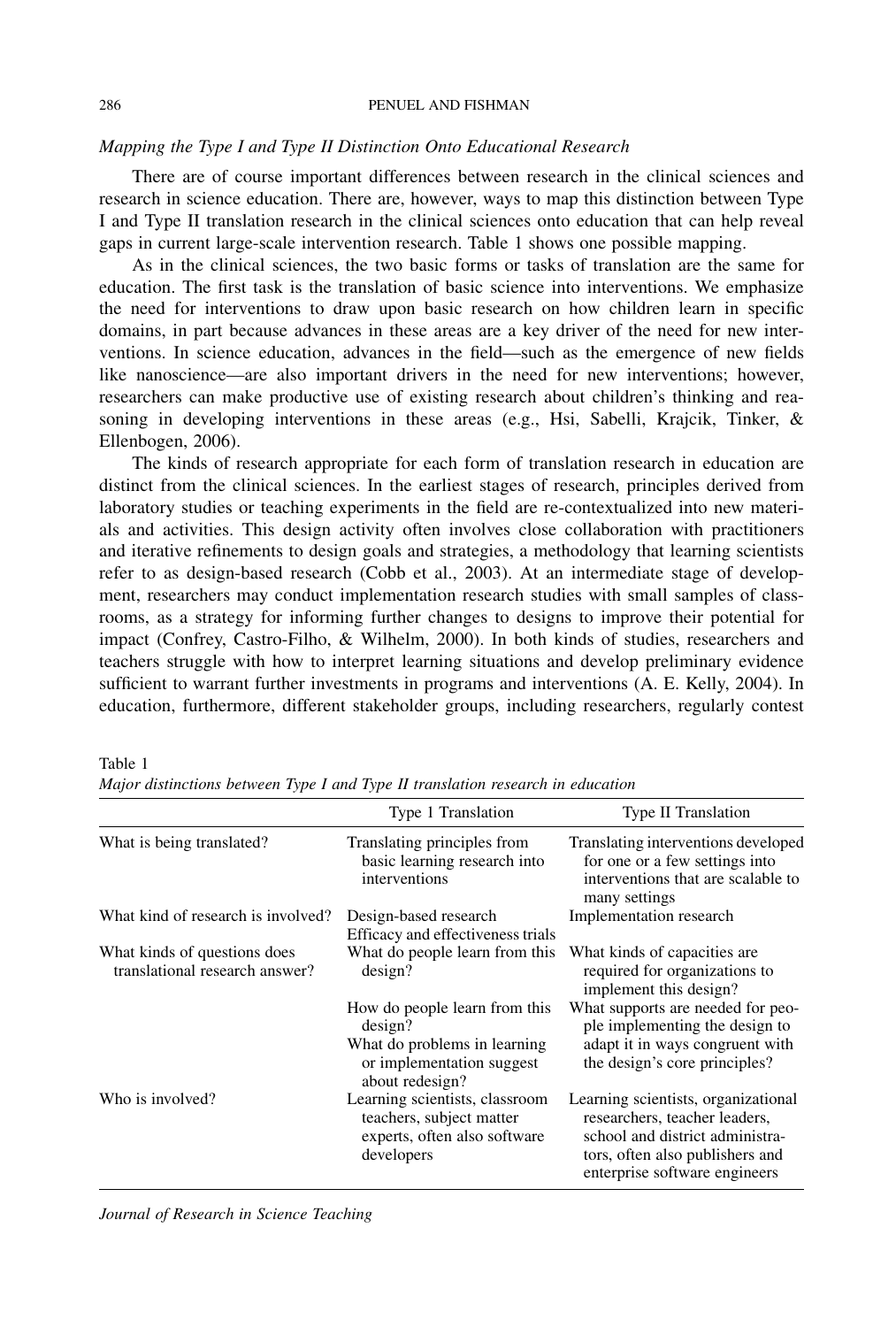### *Mapping the Type I and Type II Distinction Onto Educational Research*

There are of course important differences between research in the clinical sciences and research in science education. There are, however, ways to map this distinction between Type I and Type II translation research in the clinical sciences onto education that can help reveal gaps in current large-scale intervention research. Table 1 shows one possible mapping.

As in the clinical sciences, the two basic forms or tasks of translation are the same for education. The first task is the translation of basic science into interventions. We emphasize the need for interventions to draw upon basic research on how children learn in specific domains, in part because advances in these areas are a key driver of the need for new interventions. In science education, advances in the field—such as the emergence of new fields like nanoscience—are also important drivers in the need for new interventions; however, researchers can make productive use of existing research about children's thinking and reasoning in developing interventions in these areas (e.g., Hsi, Sabelli, Krajcik, Tinker, & Ellenbogen, 2006).

The kinds of research appropriate for each form of translation research in education are distinct from the clinical sciences. In the earliest stages of research, principles derived from laboratory studies or teaching experiments in the field are re-contextualized into new materials and activities. This design activity often involves close collaboration with practitioners and iterative refinements to design goals and strategies, a methodology that learning scientists refer to as design-based research (Cobb et al., 2003). At an intermediate stage of development, researchers may conduct implementation research studies with small samples of classrooms, as a strategy for informing further changes to designs to improve their potential for impact (Confrey, Castro-Filho, & Wilhelm, 2000). In both kinds of studies, researchers and teachers struggle with how to interpret learning situations and develop preliminary evidence sufficient to warrant further investments in programs and interventions (A. E. Kelly, 2004). In education, furthermore, different stakeholder groups, including researchers, regularly contest

Table 1
*Major distinctions between Type I and Type II translation research in education*

| | Type 1 Translation | Type II Translation |
|---|---|---|
| What is being translated? | Translating principles from basic learning research into interventions | Translating interventions developed for one or a few settings into interventions that are scalable to many settings |
| What kind of research is involved? | Design-based research<br>Efficacy and effectiveness trials | Implementation research |
| What kinds of questions does translational research answer? | What do people learn from this design? | What kinds of capacities are required for organizations to implement this design? |
| | How do people learn from this design?<br>What do problems in learning or implementation suggest about redesign? | What supports are needed for people implementing the design to adapt it in ways congruent with the design's core principles? |
| Who is involved? | Learning scientists, classroom teachers, subject matter experts, often also software developers | Learning scientists, organizational researchers, teacher leaders, school and district administrators, often also publishers and enterprise software engineers |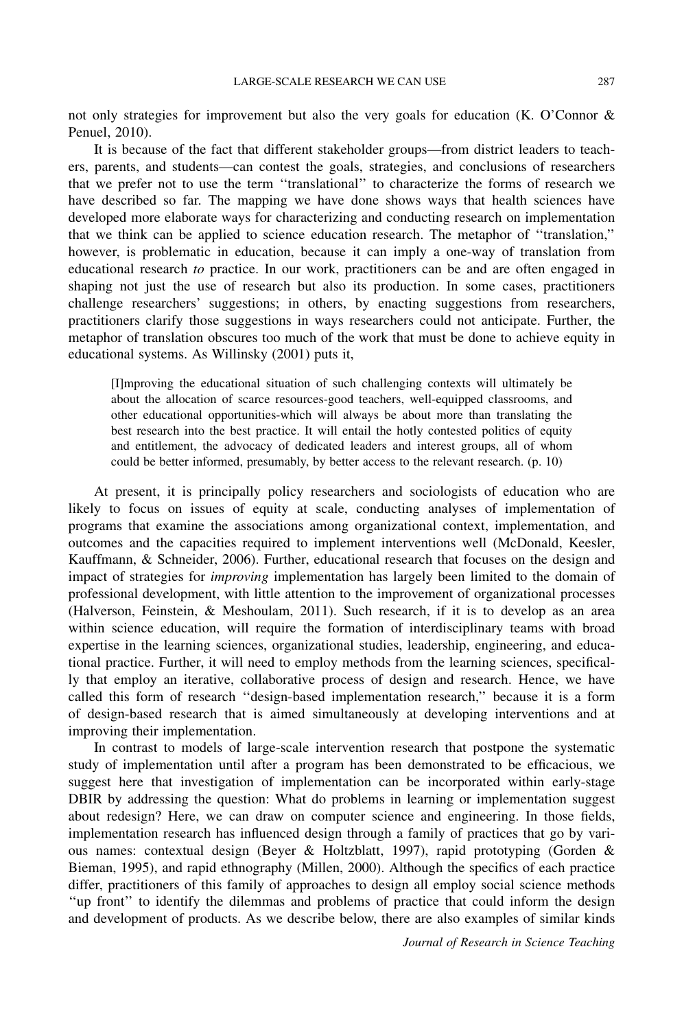not only strategies for improvement but also the very goals for education (K. O'Connor & Penuel, 2010).

It is because of the fact that different stakeholder groups—from district leaders to teachers, parents, and students—can contest the goals, strategies, and conclusions of researchers that we prefer not to use the term ''translational'' to characterize the forms of research we have described so far. The mapping we have done shows ways that health sciences have developed more elaborate ways for characterizing and conducting research on implementation that we think can be applied to science education research. The metaphor of ''translation,'' however, is problematic in education, because it can imply a one-way of translation from educational research *to* practice. In our work, practitioners can be and are often engaged in shaping not just the use of research but also its production. In some cases, practitioners challenge researchers' suggestions; in others, by enacting suggestions from researchers, practitioners clarify those suggestions in ways researchers could not anticipate. Further, the metaphor of translation obscures too much of the work that must be done to achieve equity in educational systems. As Willinsky (2001) puts it,

> [I]mproving the educational situation of such challenging contexts will ultimately be about the allocation of scarce resources-good teachers, well-equipped classrooms, and other educational opportunities-which will always be about more than translating the best research into the best practice. It will entail the hotly contested politics of equity and entitlement, the advocacy of dedicated leaders and interest groups, all of whom could be better informed, presumably, by better access to the relevant research. (p. 10)

At present, it is principally policy researchers and sociologists of education who are likely to focus on issues of equity at scale, conducting analyses of implementation of programs that examine the associations among organizational context, implementation, and outcomes and the capacities required to implement interventions well (McDonald, Keesler, Kauffmann, & Schneider, 2006). Further, educational research that focuses on the design and impact of strategies for *improving* implementation has largely been limited to the domain of professional development, with little attention to the improvement of organizational processes (Halverson, Feinstein, & Meshoulam, 2011). Such research, if it is to develop as an area within science education, will require the formation of interdisciplinary teams with broad expertise in the learning sciences, organizational studies, leadership, engineering, and educational practice. Further, it will need to employ methods from the learning sciences, specifically that employ an iterative, collaborative process of design and research. Hence, we have called this form of research ''design-based implementation research,'' because it is a form of design-based research that is aimed simultaneously at developing interventions and at improving their implementation.

In contrast to models of large-scale intervention research that postpone the systematic study of implementation until after a program has been demonstrated to be efficacious, we suggest here that investigation of implementation can be incorporated within early-stage DBIR by addressing the question: What do problems in learning or implementation suggest about redesign? Here, we can draw on computer science and engineering. In those fields, implementation research has influenced design through a family of practices that go by various names: contextual design (Beyer & Holtzblatt, 1997), rapid prototyping (Gorden & Bieman, 1995), and rapid ethnography (Millen, 2000). Although the specifics of each practice differ, practitioners of this family of approaches to design all employ social science methods ''up front'' to identify the dilemmas and problems of practice that could inform the design and development of products. As we describe below, there are also examples of similar kinds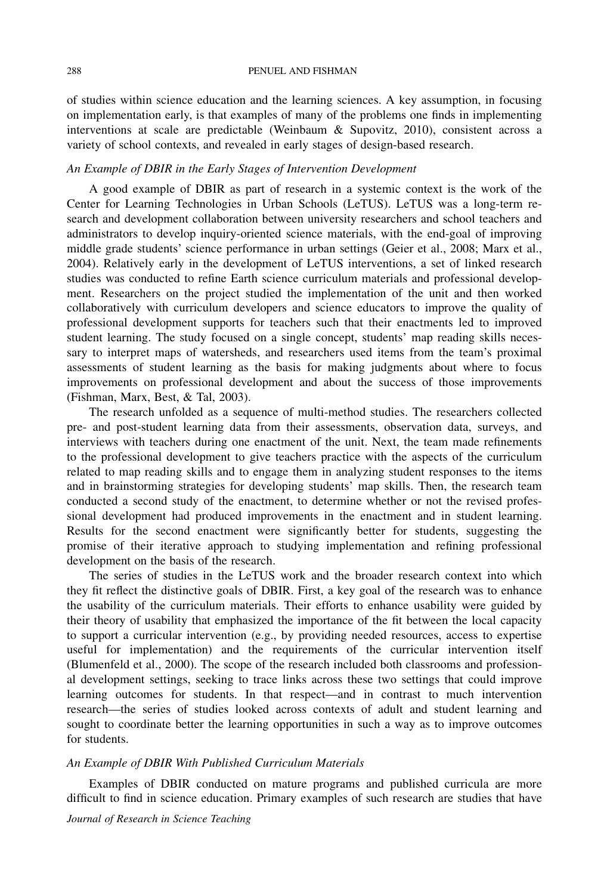of studies within science education and the learning sciences. A key assumption, in focusing on implementation early, is that examples of many of the problems one finds in implementing interventions at scale are predictable (Weinbaum & Supovitz, 2010), consistent across a variety of school contexts, and revealed in early stages of design-based research.

### *An Example of DBIR in the Early Stages of Intervention Development*

A good example of DBIR as part of research in a systemic context is the work of the Center for Learning Technologies in Urban Schools (LeTUS). LeTUS was a long-term research and development collaboration between university researchers and school teachers and administrators to develop inquiry-oriented science materials, with the end-goal of improving middle grade students' science performance in urban settings (Geier et al., 2008; Marx et al., 2004). Relatively early in the development of LeTUS interventions, a set of linked research studies was conducted to refine Earth science curriculum materials and professional development. Researchers on the project studied the implementation of the unit and then worked collaboratively with curriculum developers and science educators to improve the quality of professional development supports for teachers such that their enactments led to improved student learning. The study focused on a single concept, students' map reading skills necessary to interpret maps of watersheds, and researchers used items from the team's proximal assessments of student learning as the basis for making judgments about where to focus improvements on professional development and about the success of those improvements (Fishman, Marx, Best, & Tal, 2003).

The research unfolded as a sequence of multi-method studies. The researchers collected pre- and post-student learning data from their assessments, observation data, surveys, and interviews with teachers during one enactment of the unit. Next, the team made refinements to the professional development to give teachers practice with the aspects of the curriculum related to map reading skills and to engage them in analyzing student responses to the items and in brainstorming strategies for developing students' map skills. Then, the research team conducted a second study of the enactment, to determine whether or not the revised professional development had produced improvements in the enactment and in student learning. Results for the second enactment were significantly better for students, suggesting the promise of their iterative approach to studying implementation and refining professional development on the basis of the research.

The series of studies in the LeTUS work and the broader research context into which they fit reflect the distinctive goals of DBIR. First, a key goal of the research was to enhance the usability of the curriculum materials. Their efforts to enhance usability were guided by their theory of usability that emphasized the importance of the fit between the local capacity to support a curricular intervention (e.g., by providing needed resources, access to expertise useful for implementation) and the requirements of the curricular intervention itself (Blumenfeld et al., 2000). The scope of the research included both classrooms and professional development settings, seeking to trace links across these two settings that could improve learning outcomes for students. In that respect—and in contrast to much intervention research—the series of studies looked across contexts of adult and student learning and sought to coordinate better the learning opportunities in such a way as to improve outcomes for students.

### *An Example of DBIR With Published Curriculum Materials*

Examples of DBIR conducted on mature programs and published curricula are more difficult to find in science education. Primary examples of such research are studies that have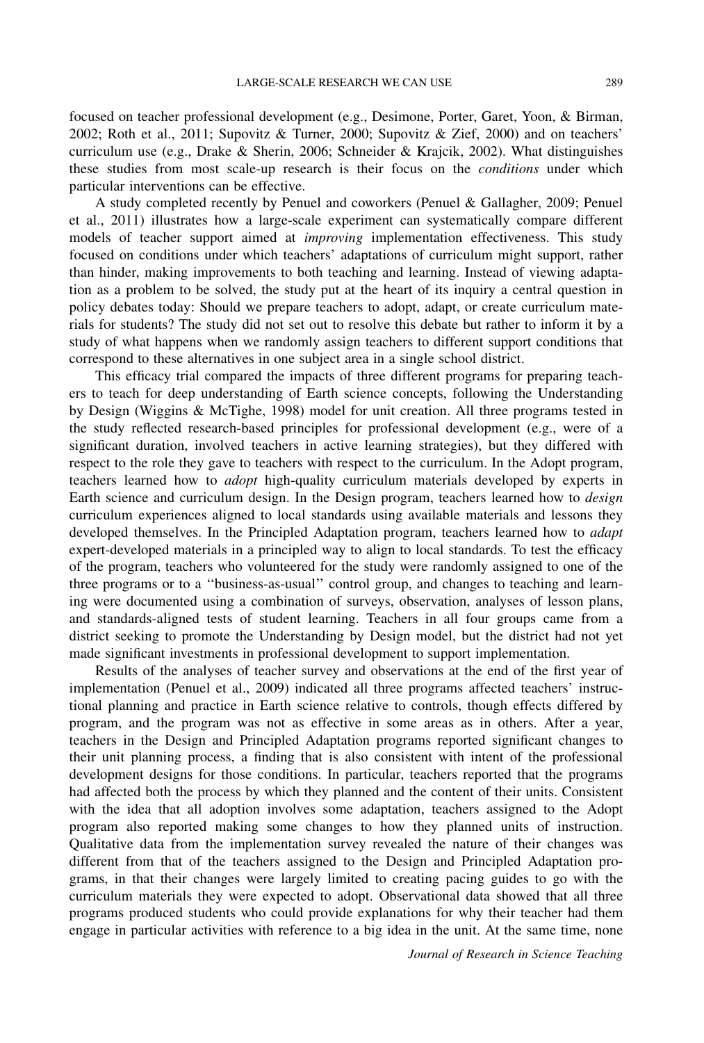focused on teacher professional development (e.g., Desimone, Porter, Garet, Yoon, & Birman, 2002; Roth et al., 2011; Supovitz & Turner, 2000; Supovitz & Zief, 2000) and on teachers' curriculum use (e.g., Drake & Sherin, 2006; Schneider & Krajcik, 2002). What distinguishes these studies from most scale-up research is their focus on the *conditions* under which particular interventions can be effective.

A study completed recently by Penuel and coworkers (Penuel & Gallagher, 2009; Penuel et al., 2011) illustrates how a large-scale experiment can systematically compare different models of teacher support aimed at *improving* implementation effectiveness. This study focused on conditions under which teachers' adaptations of curriculum might support, rather than hinder, making improvements to both teaching and learning. Instead of viewing adaptation as a problem to be solved, the study put at the heart of its inquiry a central question in policy debates today: Should we prepare teachers to adopt, adapt, or create curriculum materials for students? The study did not set out to resolve this debate but rather to inform it by a study of what happens when we randomly assign teachers to different support conditions that correspond to these alternatives in one subject area in a single school district.

This efficacy trial compared the impacts of three different programs for preparing teachers to teach for deep understanding of Earth science concepts, following the Understanding by Design (Wiggins & McTighe, 1998) model for unit creation. All three programs tested in the study reflected research-based principles for professional development (e.g., were of a significant duration, involved teachers in active learning strategies), but they differed with respect to the role they gave to teachers with respect to the curriculum. In the Adopt program, teachers learned how to *adopt* high-quality curriculum materials developed by experts in Earth science and curriculum design. In the Design program, teachers learned how to *design* curriculum experiences aligned to local standards using available materials and lessons they developed themselves. In the Principled Adaptation program, teachers learned how to *adapt* expert-developed materials in a principled way to align to local standards. To test the efficacy of the program, teachers who volunteered for the study were randomly assigned to one of the three programs or to a ''business-as-usual'' control group, and changes to teaching and learning were documented using a combination of surveys, observation, analyses of lesson plans, and standards-aligned tests of student learning. Teachers in all four groups came from a district seeking to promote the Understanding by Design model, but the district had not yet made significant investments in professional development to support implementation.

Results of the analyses of teacher survey and observations at the end of the first year of implementation (Penuel et al., 2009) indicated all three programs affected teachers' instructional planning and practice in Earth science relative to controls, though effects differed by program, and the program was not as effective in some areas as in others. After a year, teachers in the Design and Principled Adaptation programs reported significant changes to their unit planning process, a finding that is also consistent with intent of the professional development designs for those conditions. In particular, teachers reported that the programs had affected both the process by which they planned and the content of their units. Consistent with the idea that all adoption involves some adaptation, teachers assigned to the Adopt program also reported making some changes to how they planned units of instruction. Qualitative data from the implementation survey revealed the nature of their changes was different from that of the teachers assigned to the Design and Principled Adaptation programs, in that their changes were largely limited to creating pacing guides to go with the curriculum materials they were expected to adopt. Observational data showed that all three programs produced students who could provide explanations for why their teacher had them engage in particular activities with reference to a big idea in the unit. At the same time, none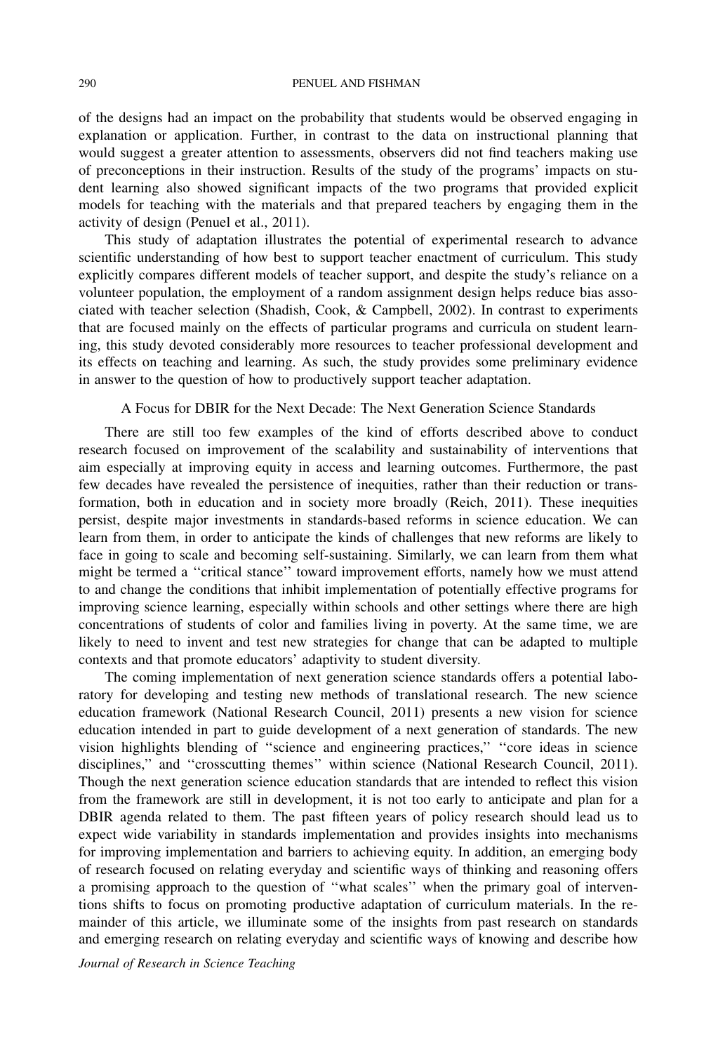of the designs had an impact on the probability that students would be observed engaging in explanation or application. Further, in contrast to the data on instructional planning that would suggest a greater attention to assessments, observers did not find teachers making use of preconceptions in their instruction. Results of the study of the programs' impacts on student learning also showed significant impacts of the two programs that provided explicit models for teaching with the materials and that prepared teachers by engaging them in the activity of design (Penuel et al., 2011).

This study of adaptation illustrates the potential of experimental research to advance scientific understanding of how best to support teacher enactment of curriculum. This study explicitly compares different models of teacher support, and despite the study's reliance on a volunteer population, the employment of a random assignment design helps reduce bias associated with teacher selection (Shadish, Cook, & Campbell, 2002). In contrast to experiments that are focused mainly on the effects of particular programs and curricula on student learning, this study devoted considerably more resources to teacher professional development and its effects on teaching and learning. As such, the study provides some preliminary evidence in answer to the question of how to productively support teacher adaptation.

## A Focus for DBIR for the Next Decade: The Next Generation Science Standards

There are still too few examples of the kind of efforts described above to conduct research focused on improvement of the scalability and sustainability of interventions that aim especially at improving equity in access and learning outcomes. Furthermore, the past few decades have revealed the persistence of inequities, rather than their reduction or transformation, both in education and in society more broadly (Reich, 2011). These inequities persist, despite major investments in standards-based reforms in science education. We can learn from them, in order to anticipate the kinds of challenges that new reforms are likely to face in going to scale and becoming self-sustaining. Similarly, we can learn from them what might be termed a ''critical stance'' toward improvement efforts, namely how we must attend to and change the conditions that inhibit implementation of potentially effective programs for improving science learning, especially within schools and other settings where there are high concentrations of students of color and families living in poverty. At the same time, we are likely to need to invent and test new strategies for change that can be adapted to multiple contexts and that promote educators' adaptivity to student diversity.

The coming implementation of next generation science standards offers a potential laboratory for developing and testing new methods of translational research. The new science education framework (National Research Council, 2011) presents a new vision for science education intended in part to guide development of a next generation of standards. The new vision highlights blending of ''science and engineering practices,'' ''core ideas in science disciplines,'' and ''crosscutting themes'' within science (National Research Council, 2011). Though the next generation science education standards that are intended to reflect this vision from the framework are still in development, it is not too early to anticipate and plan for a DBIR agenda related to them. The past fifteen years of policy research should lead us to expect wide variability in standards implementation and provides insights into mechanisms for improving implementation and barriers to achieving equity. In addition, an emerging body of research focused on relating everyday and scientific ways of thinking and reasoning offers a promising approach to the question of ''what scales'' when the primary goal of interventions shifts to focus on promoting productive adaptation of curriculum materials. In the remainder of this article, we illuminate some of the insights from past research on standards and emerging research on relating everyday and scientific ways of knowing and describe how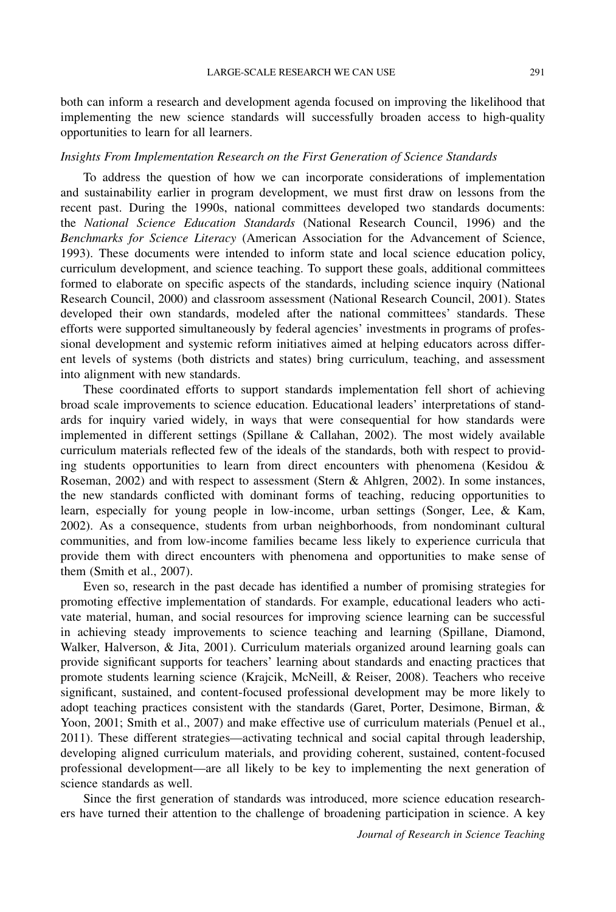both can inform a research and development agenda focused on improving the likelihood that implementing the new science standards will successfully broaden access to high-quality opportunities to learn for all learners.

### *Insights From Implementation Research on the First Generation of Science Standards*

To address the question of how we can incorporate considerations of implementation and sustainability earlier in program development, we must first draw on lessons from the recent past. During the 1990s, national committees developed two standards documents: the *National Science Education Standards* (National Research Council, 1996) and the *Benchmarks for Science Literacy* (American Association for the Advancement of Science, 1993). These documents were intended to inform state and local science education policy, curriculum development, and science teaching. To support these goals, additional committees formed to elaborate on specific aspects of the standards, including science inquiry (National Research Council, 2000) and classroom assessment (National Research Council, 2001). States developed their own standards, modeled after the national committees' standards. These efforts were supported simultaneously by federal agencies' investments in programs of professional development and systemic reform initiatives aimed at helping educators across different levels of systems (both districts and states) bring curriculum, teaching, and assessment into alignment with new standards.

These coordinated efforts to support standards implementation fell short of achieving broad scale improvements to science education. Educational leaders' interpretations of standards for inquiry varied widely, in ways that were consequential for how standards were implemented in different settings (Spillane & Callahan, 2002). The most widely available curriculum materials reflected few of the ideals of the standards, both with respect to providing students opportunities to learn from direct encounters with phenomena (Kesidou & Roseman, 2002) and with respect to assessment (Stern & Ahlgren, 2002). In some instances, the new standards conflicted with dominant forms of teaching, reducing opportunities to learn, especially for young people in low-income, urban settings (Songer, Lee, & Kam, 2002). As a consequence, students from urban neighborhoods, from nondominant cultural communities, and from low-income families became less likely to experience curricula that provide them with direct encounters with phenomena and opportunities to make sense of them (Smith et al., 2007).

Even so, research in the past decade has identified a number of promising strategies for promoting effective implementation of standards. For example, educational leaders who activate material, human, and social resources for improving science learning can be successful in achieving steady improvements to science teaching and learning (Spillane, Diamond, Walker, Halverson, & Jita, 2001). Curriculum materials organized around learning goals can provide significant supports for teachers' learning about standards and enacting practices that promote students learning science (Krajcik, McNeill, & Reiser, 2008). Teachers who receive significant, sustained, and content-focused professional development may be more likely to adopt teaching practices consistent with the standards (Garet, Porter, Desimone, Birman, & Yoon, 2001; Smith et al., 2007) and make effective use of curriculum materials (Penuel et al., 2011). These different strategies—activating technical and social capital through leadership, developing aligned curriculum materials, and providing coherent, sustained, content-focused professional development—are all likely to be key to implementing the next generation of science standards as well.

Since the first generation of standards was introduced, more science education researchers have turned their attention to the challenge of broadening participation in science. A key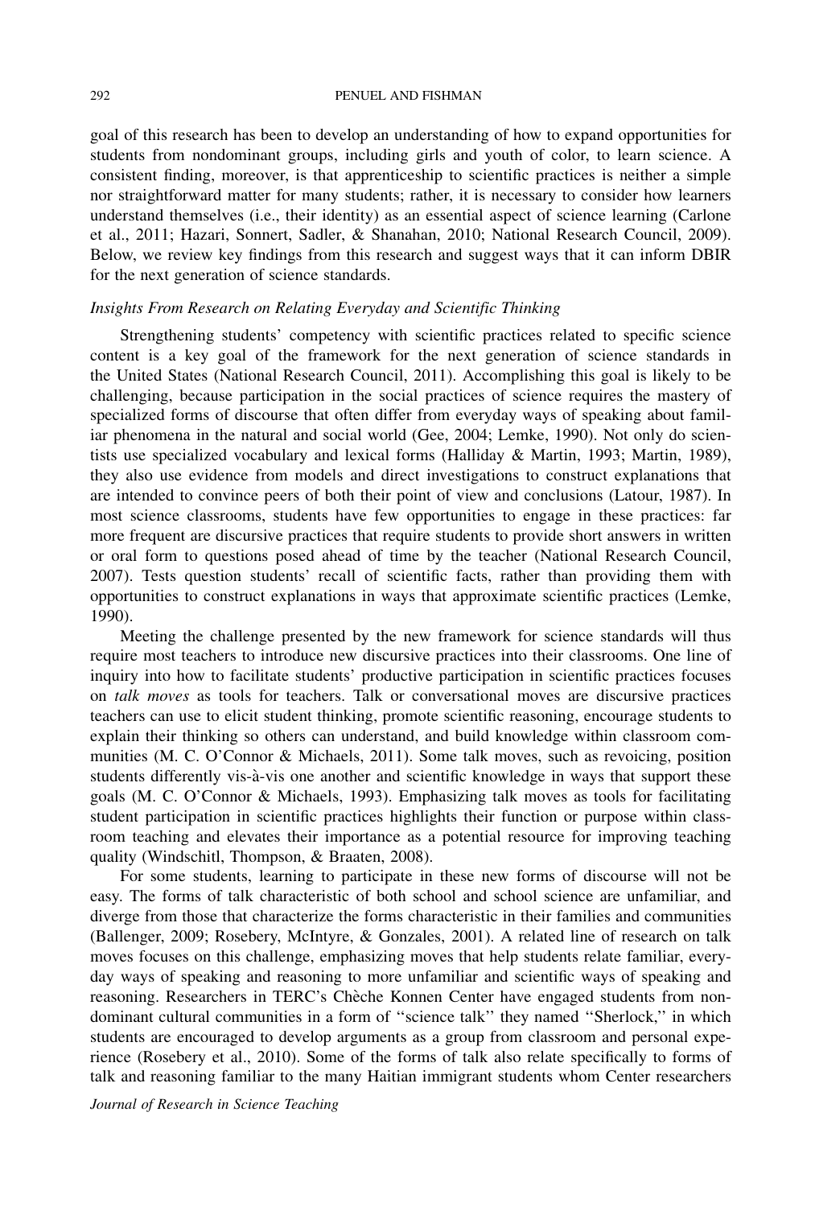goal of this research has been to develop an understanding of how to expand opportunities for students from nondominant groups, including girls and youth of color, to learn science. A consistent finding, moreover, is that apprenticeship to scientific practices is neither a simple nor straightforward matter for many students; rather, it is necessary to consider how learners understand themselves (i.e., their identity) as an essential aspect of science learning (Carlone et al., 2011; Hazari, Sonnert, Sadler, & Shanahan, 2010; National Research Council, 2009). Below, we review key findings from this research and suggest ways that it can inform DBIR for the next generation of science standards.

### *Insights From Research on Relating Everyday and Scientific Thinking*

Strengthening students' competency with scientific practices related to specific science content is a key goal of the framework for the next generation of science standards in the United States (National Research Council, 2011). Accomplishing this goal is likely to be challenging, because participation in the social practices of science requires the mastery of specialized forms of discourse that often differ from everyday ways of speaking about familiar phenomena in the natural and social world (Gee, 2004; Lemke, 1990). Not only do scientists use specialized vocabulary and lexical forms (Halliday & Martin, 1993; Martin, 1989), they also use evidence from models and direct investigations to construct explanations that are intended to convince peers of both their point of view and conclusions (Latour, 1987). In most science classrooms, students have few opportunities to engage in these practices: far more frequent are discursive practices that require students to provide short answers in written or oral form to questions posed ahead of time by the teacher (National Research Council, 2007). Tests question students' recall of scientific facts, rather than providing them with opportunities to construct explanations in ways that approximate scientific practices (Lemke, 1990).

Meeting the challenge presented by the new framework for science standards will thus require most teachers to introduce new discursive practices into their classrooms. One line of inquiry into how to facilitate students' productive participation in scientific practices focuses on *talk moves* as tools for teachers. Talk or conversational moves are discursive practices teachers can use to elicit student thinking, promote scientific reasoning, encourage students to explain their thinking so others can understand, and build knowledge within classroom communities (M. C. O'Connor & Michaels, 2011). Some talk moves, such as revoicing, position students differently vis-à-vis one another and scientific knowledge in ways that support these goals (M. C. O'Connor & Michaels, 1993). Emphasizing talk moves as tools for facilitating student participation in scientific practices highlights their function or purpose within classroom teaching and elevates their importance as a potential resource for improving teaching quality (Windschitl, Thompson, & Braaten, 2008).

For some students, learning to participate in these new forms of discourse will not be easy. The forms of talk characteristic of both school and school science are unfamiliar, and diverge from those that characterize the forms characteristic in their families and communities (Ballenger, 2009; Rosebery, McIntyre, & Gonzales, 2001). A related line of research on talk moves focuses on this challenge, emphasizing moves that help students relate familiar, everyday ways of speaking and reasoning to more unfamiliar and scientific ways of speaking and reasoning. Researchers in TERC's Chèche Konnen Center have engaged students from nondominant cultural communities in a form of "science talk" they named "Sherlock," in which students are encouraged to develop arguments as a group from classroom and personal experience (Rosebery et al., 2010). Some of the forms of talk also relate specifically to forms of talk and reasoning familiar to the many Haitian immigrant students whom Center researchers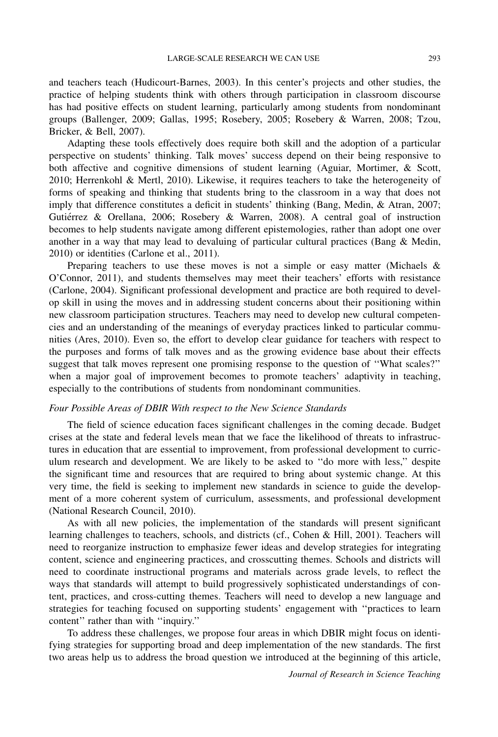and teachers teach (Hudicourt-Barnes, 2003). In this center's projects and other studies, the practice of helping students think with others through participation in classroom discourse has had positive effects on student learning, particularly among students from nondominant groups (Ballenger, 2009; Gallas, 1995; Rosebery, 2005; Rosebery & Warren, 2008; Tzou, Bricker, & Bell, 2007).

Adapting these tools effectively does require both skill and the adoption of a particular perspective on students' thinking. Talk moves' success depend on their being responsive to both affective and cognitive dimensions of student learning (Aguiar, Mortimer, & Scott, 2010; Herrenkohl & Mertl, 2010). Likewise, it requires teachers to take the heterogeneity of forms of speaking and thinking that students bring to the classroom in a way that does not imply that difference constitutes a deficit in students' thinking (Bang, Medin, & Atran, 2007; Gutiérrez & Orellana, 2006; Rosebery & Warren, 2008). A central goal of instruction becomes to help students navigate among different epistemologies, rather than adopt one over another in a way that may lead to devaluing of particular cultural practices (Bang & Medin, 2010) or identities (Carlone et al., 2011).

Preparing teachers to use these moves is not a simple or easy matter (Michaels & O'Connor, 2011), and students themselves may meet their teachers' efforts with resistance (Carlone, 2004). Significant professional development and practice are both required to develop skill in using the moves and in addressing student concerns about their positioning within new classroom participation structures. Teachers may need to develop new cultural competencies and an understanding of the meanings of everyday practices linked to particular communities (Ares, 2010). Even so, the effort to develop clear guidance for teachers with respect to the purposes and forms of talk moves and as the growing evidence base about their effects suggest that talk moves represent one promising response to the question of "What scales?" when a major goal of improvement becomes to promote teachers' adaptivity in teaching, especially to the contributions of students from nondominant communities.

### *Four Possible Areas of DBIR With respect to the New Science Standards*

The field of science education faces significant challenges in the coming decade. Budget crises at the state and federal levels mean that we face the likelihood of threats to infrastructures in education that are essential to improvement, from professional development to curriculum research and development. We are likely to be asked to "do more with less," despite the significant time and resources that are required to bring about systemic change. At this very time, the field is seeking to implement new standards in science to guide the development of a more coherent system of curriculum, assessments, and professional development (National Research Council, 2010).

As with all new policies, the implementation of the standards will present significant learning challenges to teachers, schools, and districts (cf., Cohen & Hill, 2001). Teachers will need to reorganize instruction to emphasize fewer ideas and develop strategies for integrating content, science and engineering practices, and crosscutting themes. Schools and districts will need to coordinate instructional programs and materials across grade levels, to reflect the ways that standards will attempt to build progressively sophisticated understandings of content, practices, and cross-cutting themes. Teachers will need to develop a new language and strategies for teaching focused on supporting students' engagement with "practices to learn content" rather than with "inquiry."

To address these challenges, we propose four areas in which DBIR might focus on identifying strategies for supporting broad and deep implementation of the new standards. The first two areas help us to address the broad question we introduced at the beginning of this article,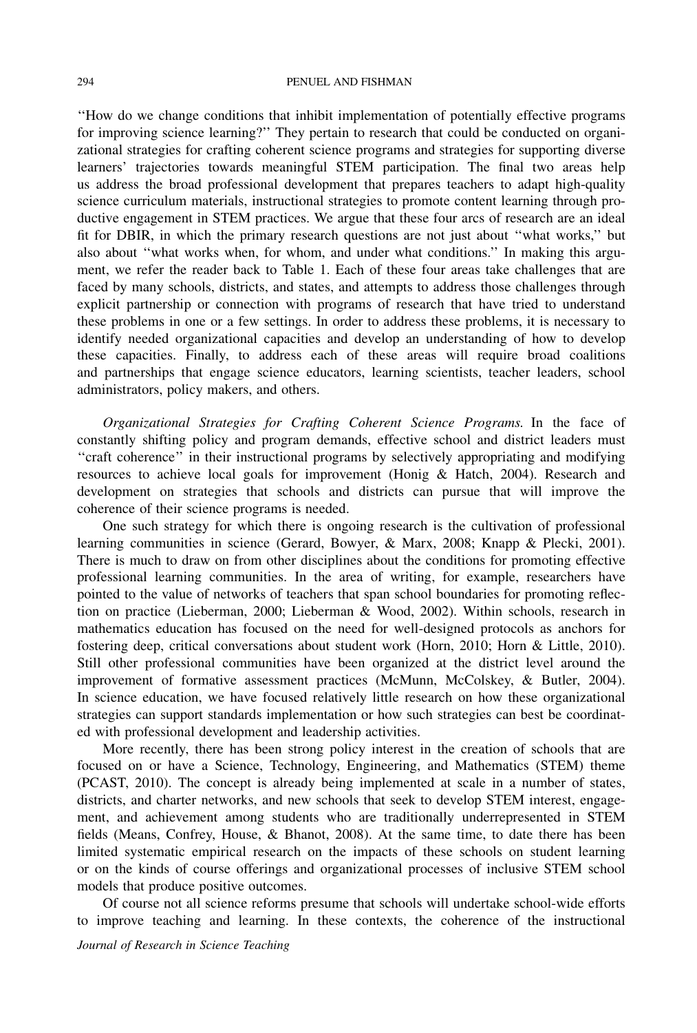''How do we change conditions that inhibit implementation of potentially effective programs for improving science learning?'' They pertain to research that could be conducted on organizational strategies for crafting coherent science programs and strategies for supporting diverse learners' trajectories towards meaningful STEM participation. The final two areas help us address the broad professional development that prepares teachers to adapt high-quality science curriculum materials, instructional strategies to promote content learning through productive engagement in STEM practices. We argue that these four arcs of research are an ideal fit for DBIR, in which the primary research questions are not just about ''what works,'' but also about ''what works when, for whom, and under what conditions.'' In making this argument, we refer the reader back to Table 1. Each of these four areas take challenges that are faced by many schools, districts, and states, and attempts to address those challenges through explicit partnership or connection with programs of research that have tried to understand these problems in one or a few settings. In order to address these problems, it is necessary to identify needed organizational capacities and develop an understanding of how to develop these capacities. Finally, to address each of these areas will require broad coalitions and partnerships that engage science educators, learning scientists, teacher leaders, school administrators, policy makers, and others.

*Organizational Strategies for Crafting Coherent Science Programs.* In the face of constantly shifting policy and program demands, effective school and district leaders must ''craft coherence'' in their instructional programs by selectively appropriating and modifying resources to achieve local goals for improvement (Honig & Hatch, 2004). Research and development on strategies that schools and districts can pursue that will improve the coherence of their science programs is needed.

One such strategy for which there is ongoing research is the cultivation of professional learning communities in science (Gerard, Bowyer, & Marx, 2008; Knapp & Plecki, 2001). There is much to draw on from other disciplines about the conditions for promoting effective professional learning communities. In the area of writing, for example, researchers have pointed to the value of networks of teachers that span school boundaries for promoting reflection on practice (Lieberman, 2000; Lieberman & Wood, 2002). Within schools, research in mathematics education has focused on the need for well-designed protocols as anchors for fostering deep, critical conversations about student work (Horn, 2010; Horn & Little, 2010). Still other professional communities have been organized at the district level around the improvement of formative assessment practices (McMunn, McColskey, & Butler, 2004). In science education, we have focused relatively little research on how these organizational strategies can support standards implementation or how such strategies can best be coordinated with professional development and leadership activities.

More recently, there has been strong policy interest in the creation of schools that are focused on or have a Science, Technology, Engineering, and Mathematics (STEM) theme (PCAST, 2010). The concept is already being implemented at scale in a number of states, districts, and charter networks, and new schools that seek to develop STEM interest, engagement, and achievement among students who are traditionally underrepresented in STEM fields (Means, Confrey, House, & Bhanot, 2008). At the same time, to date there has been limited systematic empirical research on the impacts of these schools on student learning or on the kinds of course offerings and organizational processes of inclusive STEM school models that produce positive outcomes.

Of course not all science reforms presume that schools will undertake school-wide efforts to improve teaching and learning. In these contexts, the coherence of the instructional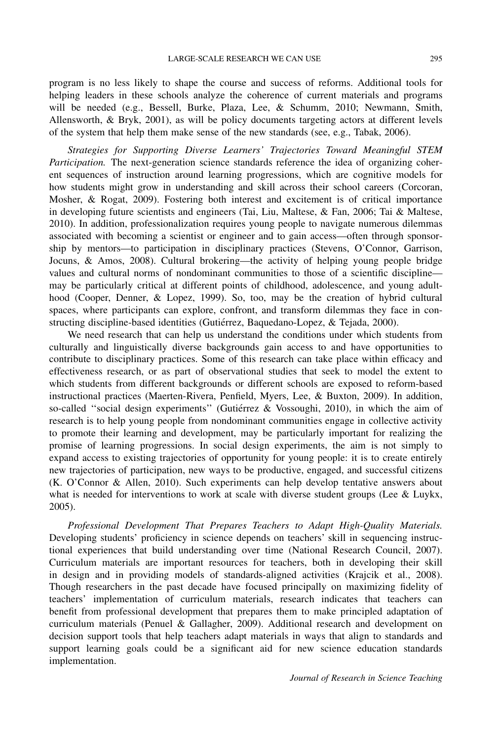program is no less likely to shape the course and success of reforms. Additional tools for helping leaders in these schools analyze the coherence of current materials and programs will be needed (e.g., Bessell, Burke, Plaza, Lee, & Schumm, 2010; Newmann, Smith, Allensworth, & Bryk, 2001), as will be policy documents targeting actors at different levels of the system that help them make sense of the new standards (see, e.g., Tabak, 2006).

*Strategies for Supporting Diverse Learners' Trajectories Toward Meaningful STEM Participation.* The next-generation science standards reference the idea of organizing coherent sequences of instruction around learning progressions, which are cognitive models for how students might grow in understanding and skill across their school careers (Corcoran, Mosher, & Rogat, 2009). Fostering both interest and excitement is of critical importance in developing future scientists and engineers (Tai, Liu, Maltese, & Fan, 2006; Tai & Maltese, 2010). In addition, professionalization requires young people to navigate numerous dilemmas associated with becoming a scientist or engineer and to gain access—often through sponsorship by mentors—to participation in disciplinary practices (Stevens, O'Connor, Garrison, Jocuns, & Amos, 2008). Cultural brokering—the activity of helping young people bridge values and cultural norms of nondominant communities to those of a scientific discipline—may be particularly critical at different points of childhood, adolescence, and young adulthood (Cooper, Denner, & Lopez, 1999). So, too, may be the creation of hybrid cultural spaces, where participants can explore, confront, and transform dilemmas they face in constructing discipline-based identities (Gutiérrez, Baquedano-Lopez, & Tejada, 2000).

We need research that can help us understand the conditions under which students from culturally and linguistically diverse backgrounds gain access to and have opportunities to contribute to disciplinary practices. Some of this research can take place within efficacy and effectiveness research, or as part of observational studies that seek to model the extent to which students from different backgrounds or different schools are exposed to reform-based instructional practices (Maerten-Rivera, Penfield, Myers, Lee, & Buxton, 2009). In addition, so-called "social design experiments" (Gutiérrez & Vossoughi, 2010), in which the aim of research is to help young people from nondominant communities engage in collective activity to promote their learning and development, may be particularly important for realizing the promise of learning progressions. In social design experiments, the aim is not simply to expand access to existing trajectories of opportunity for young people: it is to create entirely new trajectories of participation, new ways to be productive, engaged, and successful citizens (K. O'Connor & Allen, 2010). Such experiments can help develop tentative answers about what is needed for interventions to work at scale with diverse student groups (Lee & Luykx, 2005).

*Professional Development That Prepares Teachers to Adapt High-Quality Materials.* Developing students' proficiency in science depends on teachers' skill in sequencing instructional experiences that build understanding over time (National Research Council, 2007). Curriculum materials are important resources for teachers, both in developing their skill in design and in providing models of standards-aligned activities (Krajcik et al., 2008). Though researchers in the past decade have focused principally on maximizing fidelity of teachers' implementation of curriculum materials, research indicates that teachers can benefit from professional development that prepares them to make principled adaptation of curriculum materials (Penuel & Gallagher, 2009). Additional research and development on decision support tools that help teachers adapt materials in ways that align to standards and support learning goals could be a significant aid for new science education standards implementation.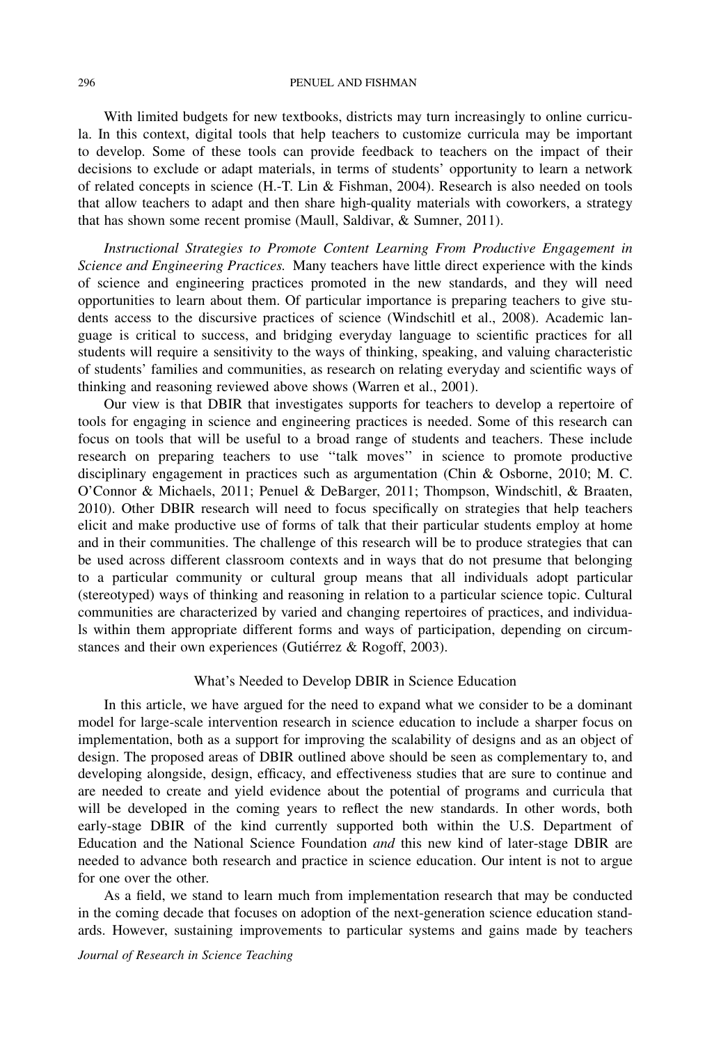With limited budgets for new textbooks, districts may turn increasingly to online curricula. In this context, digital tools that help teachers to customize curricula may be important to develop. Some of these tools can provide feedback to teachers on the impact of their decisions to exclude or adapt materials, in terms of students' opportunity to learn a network of related concepts in science (H.-T. Lin & Fishman, 2004). Research is also needed on tools that allow teachers to adapt and then share high-quality materials with coworkers, a strategy that has shown some recent promise (Maull, Saldivar, & Sumner, 2011).

*Instructional Strategies to Promote Content Learning From Productive Engagement in Science and Engineering Practices.* Many teachers have little direct experience with the kinds of science and engineering practices promoted in the new standards, and they will need opportunities to learn about them. Of particular importance is preparing teachers to give students access to the discursive practices of science (Windschitl et al., 2008). Academic language is critical to success, and bridging everyday language to scientific practices for all students will require a sensitivity to the ways of thinking, speaking, and valuing characteristic of students' families and communities, as research on relating everyday and scientific ways of thinking and reasoning reviewed above shows (Warren et al., 2001).

Our view is that DBIR that investigates supports for teachers to develop a repertoire of tools for engaging in science and engineering practices is needed. Some of this research can focus on tools that will be useful to a broad range of students and teachers. These include research on preparing teachers to use ''talk moves'' in science to promote productive disciplinary engagement in practices such as argumentation (Chin & Osborne, 2010; M. C. O'Connor & Michaels, 2011; Penuel & DeBarger, 2011; Thompson, Windschitl, & Braaten, 2010). Other DBIR research will need to focus specifically on strategies that help teachers elicit and make productive use of forms of talk that their particular students employ at home and in their communities. The challenge of this research will be to produce strategies that can be used across different classroom contexts and in ways that do not presume that belonging to a particular community or cultural group means that all individuals adopt particular (stereotyped) ways of thinking and reasoning in relation to a particular science topic. Cultural communities are characterized by varied and changing repertoires of practices, and individuals within them appropriate different forms and ways of participation, depending on circumstances and their own experiences (Gutiérrez & Rogoff, 2003).

## What's Needed to Develop DBIR in Science Education

In this article, we have argued for the need to expand what we consider to be a dominant model for large-scale intervention research in science education to include a sharper focus on implementation, both as a support for improving the scalability of designs and as an object of design. The proposed areas of DBIR outlined above should be seen as complementary to, and developing alongside, design, efficacy, and effectiveness studies that are sure to continue and are needed to create and yield evidence about the potential of programs and curricula that will be developed in the coming years to reflect the new standards. In other words, both early-stage DBIR of the kind currently supported both within the U.S. Department of Education and the National Science Foundation *and* this new kind of later-stage DBIR are needed to advance both research and practice in science education. Our intent is not to argue for one over the other.

As a field, we stand to learn much from implementation research that may be conducted in the coming decade that focuses on adoption of the next-generation science education standards. However, sustaining improvements to particular systems and gains made by teachers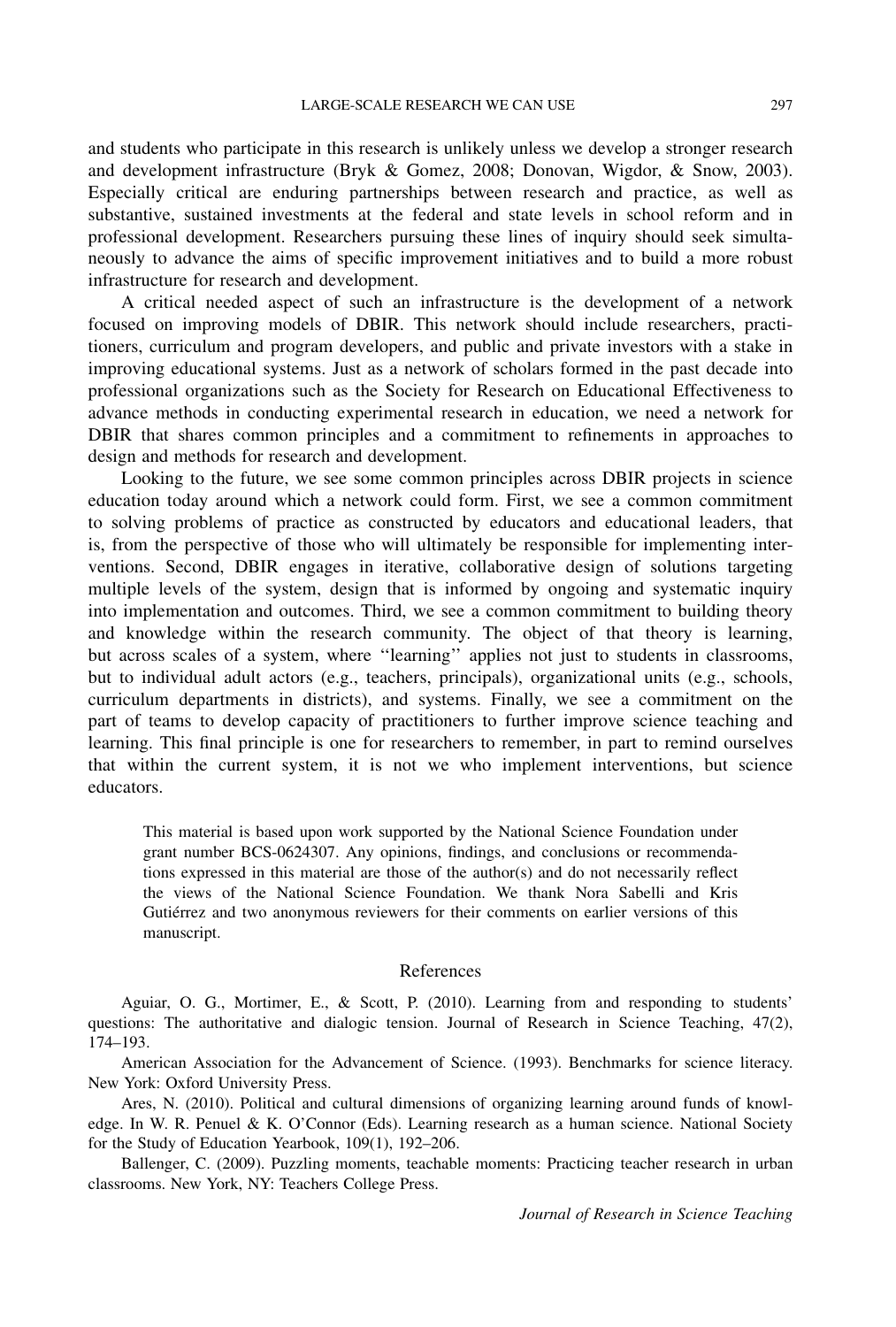and students who participate in this research is unlikely unless we develop a stronger research and development infrastructure (Bryk & Gomez, 2008; Donovan, Wigdor, & Snow, 2003). Especially critical are enduring partnerships between research and practice, as well as substantive, sustained investments at the federal and state levels in school reform and in professional development. Researchers pursuing these lines of inquiry should seek simultaneously to advance the aims of specific improvement initiatives and to build a more robust infrastructure for research and development.

A critical needed aspect of such an infrastructure is the development of a network focused on improving models of DBIR. This network should include researchers, practitioners, curriculum and program developers, and public and private investors with a stake in improving educational systems. Just as a network of scholars formed in the past decade into professional organizations such as the Society for Research on Educational Effectiveness to advance methods in conducting experimental research in education, we need a network for DBIR that shares common principles and a commitment to refinements in approaches to design and methods for research and development.

Looking to the future, we see some common principles across DBIR projects in science education today around which a network could form. First, we see a common commitment to solving problems of practice as constructed by educators and educational leaders, that is, from the perspective of those who will ultimately be responsible for implementing interventions. Second, DBIR engages in iterative, collaborative design of solutions targeting multiple levels of the system, design that is informed by ongoing and systematic inquiry into implementation and outcomes. Third, we see a common commitment to building theory and knowledge within the research community. The object of that theory is learning, but across scales of a system, where ''learning'' applies not just to students in classrooms, but to individual adult actors (e.g., teachers, principals), organizational units (e.g., schools, curriculum departments in districts), and systems. Finally, we see a commitment on the part of teams to develop capacity of practitioners to further improve science teaching and learning. This final principle is one for researchers to remember, in part to remind ourselves that within the current system, it is not we who implement interventions, but science educators.

> This material is based upon work supported by the National Science Foundation under grant number BCS-0624307. Any opinions, findings, and conclusions or recommendations expressed in this material are those of the author(s) and do not necessarily reflect the views of the National Science Foundation. We thank Nora Sabelli and Kris Gutiérrez and two anonymous reviewers for their comments on earlier versions of this manuscript.

## References

Aguiar, O. G., Mortimer, E., & Scott, P. (2010). Learning from and responding to students' questions: The authoritative and dialogic tension. Journal of Research in Science Teaching, 47(2), 174–193.

American Association for the Advancement of Science. (1993). Benchmarks for science literacy. New York: Oxford University Press.

Ares, N. (2010). Political and cultural dimensions of organizing learning around funds of knowledge. In W. R. Penuel & K. O'Connor (Eds). Learning research as a human science. National Society for the Study of Education Yearbook, 109(1), 192–206.

Ballenger, C. (2009). Puzzling moments, teachable moments: Practicing teacher research in urban classrooms. New York, NY: Teachers College Press.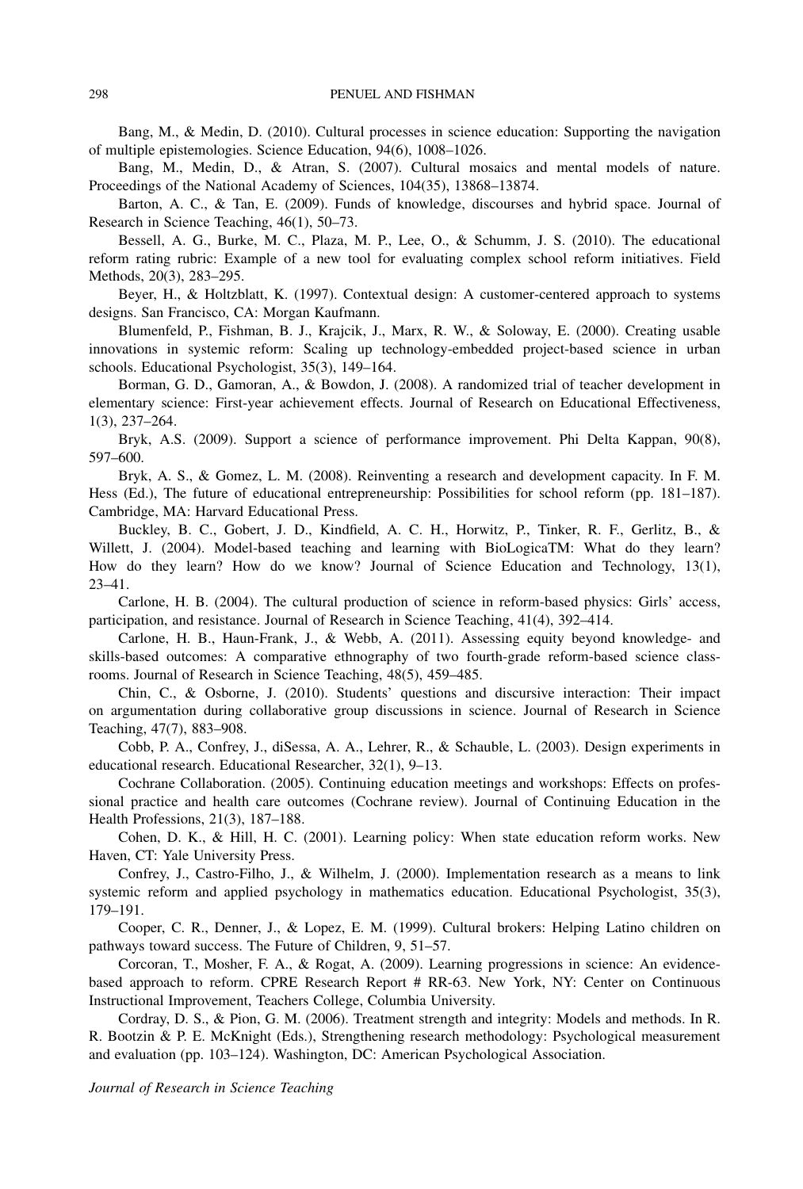Bang, M., & Medin, D. (2010). Cultural processes in science education: Supporting the navigation of multiple epistemologies. Science Education, 94(6), 1008–1026.

Bang, M., Medin, D., & Atran, S. (2007). Cultural mosaics and mental models of nature. Proceedings of the National Academy of Sciences, 104(35), 13868–13874.

Barton, A. C., & Tan, E. (2009). Funds of knowledge, discourses and hybrid space. Journal of Research in Science Teaching, 46(1), 50–73.

Bessell, A. G., Burke, M. C., Plaza, M. P., Lee, O., & Schumm, J. S. (2010). The educational reform rating rubric: Example of a new tool for evaluating complex school reform initiatives. Field Methods, 20(3), 283–295.

Beyer, H., & Holtzblatt, K. (1997). Contextual design: A customer-centered approach to systems designs. San Francisco, CA: Morgan Kaufmann.

Blumenfeld, P., Fishman, B. J., Krajcik, J., Marx, R. W., & Soloway, E. (2000). Creating usable innovations in systemic reform: Scaling up technology-embedded project-based science in urban schools. Educational Psychologist, 35(3), 149–164.

Borman, G. D., Gamoran, A., & Bowdon, J. (2008). A randomized trial of teacher development in elementary science: First-year achievement effects. Journal of Research on Educational Effectiveness, 1(3), 237–264.

Bryk, A.S. (2009). Support a science of performance improvement. Phi Delta Kappan, 90(8), 597–600.

Bryk, A. S., & Gomez, L. M. (2008). Reinventing a research and development capacity. In F. M. Hess (Ed.), The future of educational entrepreneurship: Possibilities for school reform (pp. 181–187). Cambridge, MA: Harvard Educational Press.

Buckley, B. C., Gobert, J. D., Kindfield, A. C. H., Horwitz, P., Tinker, R. F., Gerlitz, B., & Willett, J. (2004). Model-based teaching and learning with BioLogicaTM: What do they learn? How do they learn? How do we know? Journal of Science Education and Technology, 13(1), 23–41.

Carlone, H. B. (2004). The cultural production of science in reform-based physics: Girls' access, participation, and resistance. Journal of Research in Science Teaching, 41(4), 392–414.

Carlone, H. B., Haun-Frank, J., & Webb, A. (2011). Assessing equity beyond knowledge- and skills-based outcomes: A comparative ethnography of two fourth-grade reform-based science classrooms. Journal of Research in Science Teaching, 48(5), 459–485.

Chin, C., & Osborne, J. (2010). Students' questions and discursive interaction: Their impact on argumentation during collaborative group discussions in science. Journal of Research in Science Teaching, 47(7), 883–908.

Cobb, P. A., Confrey, J., diSessa, A. A., Lehrer, R., & Schauble, L. (2003). Design experiments in educational research. Educational Researcher, 32(1), 9–13.

Cochrane Collaboration. (2005). Continuing education meetings and workshops: Effects on professional practice and health care outcomes (Cochrane review). Journal of Continuing Education in the Health Professions, 21(3), 187–188.

Cohen, D. K., & Hill, H. C. (2001). Learning policy: When state education reform works. New Haven, CT: Yale University Press.

Confrey, J., Castro-Filho, J., & Wilhelm, J. (2000). Implementation research as a means to link systemic reform and applied psychology in mathematics education. Educational Psychologist, 35(3), 179–191.

Cooper, C. R., Denner, J., & Lopez, E. M. (1999). Cultural brokers: Helping Latino children on pathways toward success. The Future of Children, 9, 51–57.

Corcoran, T., Mosher, F. A., & Rogat, A. (2009). Learning progressions in science: An evidence-based approach to reform. CPRE Research Report # RR-63. New York, NY: Center on Continuous Instructional Improvement, Teachers College, Columbia University.

Cordray, D. S., & Pion, G. M. (2006). Treatment strength and integrity: Models and methods. In R. R. Bootzin & P. E. McKnight (Eds.), Strengthening research methodology: Psychological measurement and evaluation (pp. 103–124). Washington, DC: American Psychological Association.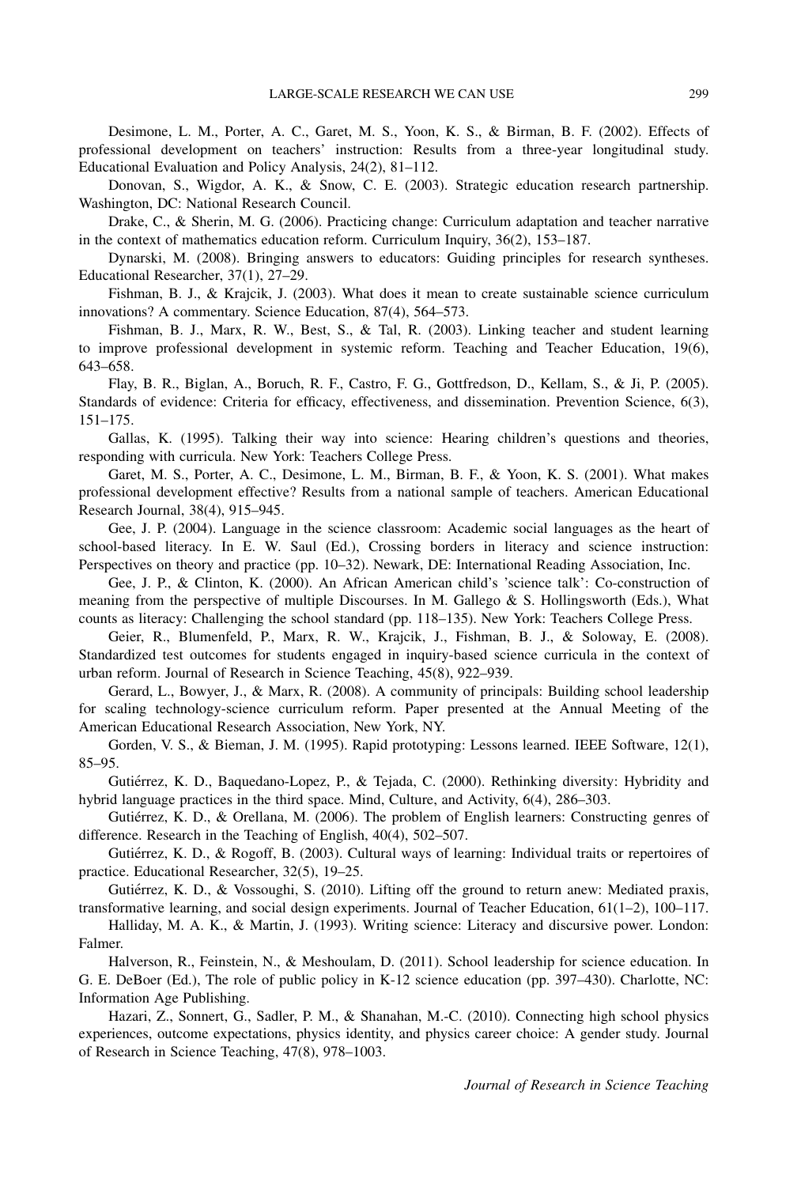Desimone, L. M., Porter, A. C., Garet, M. S., Yoon, K. S., & Birman, B. F. (2002). Effects of professional development on teachers' instruction: Results from a three-year longitudinal study. Educational Evaluation and Policy Analysis, 24(2), 81–112.

Donovan, S., Wigdor, A. K., & Snow, C. E. (2003). Strategic education research partnership. Washington, DC: National Research Council.

Drake, C., & Sherin, M. G. (2006). Practicing change: Curriculum adaptation and teacher narrative in the context of mathematics education reform. Curriculum Inquiry, 36(2), 153–187.

Dynarski, M. (2008). Bringing answers to educators: Guiding principles for research syntheses. Educational Researcher, 37(1), 27–29.

Fishman, B. J., & Krajcik, J. (2003). What does it mean to create sustainable science curriculum innovations? A commentary. Science Education, 87(4), 564–573.

Fishman, B. J., Marx, R. W., Best, S., & Tal, R. (2003). Linking teacher and student learning to improve professional development in systemic reform. Teaching and Teacher Education, 19(6), 643–658.

Flay, B. R., Biglan, A., Boruch, R. F., Castro, F. G., Gottfredson, D., Kellam, S., & Ji, P. (2005). Standards of evidence: Criteria for efficacy, effectiveness, and dissemination. Prevention Science, 6(3), 151–175.

Gallas, K. (1995). Talking their way into science: Hearing children's questions and theories, responding with curricula. New York: Teachers College Press.

Garet, M. S., Porter, A. C., Desimone, L. M., Birman, B. F., & Yoon, K. S. (2001). What makes professional development effective? Results from a national sample of teachers. American Educational Research Journal, 38(4), 915–945.

Gee, J. P. (2004). Language in the science classroom: Academic social languages as the heart of school-based literacy. In E. W. Saul (Ed.), Crossing borders in literacy and science instruction: Perspectives on theory and practice (pp. 10–32). Newark, DE: International Reading Association, Inc.

Gee, J. P., & Clinton, K. (2000). An African American child's 'science talk': Co-construction of meaning from the perspective of multiple Discourses. In M. Gallego & S. Hollingsworth (Eds.), What counts as literacy: Challenging the school standard (pp. 118–135). New York: Teachers College Press.

Geier, R., Blumenfeld, P., Marx, R. W., Krajcik, J., Fishman, B. J., & Soloway, E. (2008). Standardized test outcomes for students engaged in inquiry-based science curricula in the context of urban reform. Journal of Research in Science Teaching, 45(8), 922–939.

Gerard, L., Bowyer, J., & Marx, R. (2008). A community of principals: Building school leadership for scaling technology-science curriculum reform. Paper presented at the Annual Meeting of the American Educational Research Association, New York, NY.

Gorden, V. S., & Bieman, J. M. (1995). Rapid prototyping: Lessons learned. IEEE Software, 12(1), 85–95.

Gutiérrez, K. D., Baquedano-Lopez, P., & Tejada, C. (2000). Rethinking diversity: Hybridity and hybrid language practices in the third space. Mind, Culture, and Activity, 6(4), 286–303.

Gutiérrez, K. D., & Orellana, M. (2006). The problem of English learners: Constructing genres of difference. Research in the Teaching of English, 40(4), 502–507.

Gutiérrez, K. D., & Rogoff, B. (2003). Cultural ways of learning: Individual traits or repertoires of practice. Educational Researcher, 32(5), 19–25.

Gutiérrez, K. D., & Vossoughi, S. (2010). Lifting off the ground to return anew: Mediated praxis, transformative learning, and social design experiments. Journal of Teacher Education, 61(1–2), 100–117.

Halliday, M. A. K., & Martin, J. (1993). Writing science: Literacy and discursive power. London: Falmer.

Halverson, R., Feinstein, N., & Meshoulam, D. (2011). School leadership for science education. In G. E. DeBoer (Ed.), The role of public policy in K-12 science education (pp. 397–430). Charlotte, NC: Information Age Publishing.

Hazari, Z., Sonnert, G., Sadler, P. M., & Shanahan, M.-C. (2010). Connecting high school physics experiences, outcome expectations, physics identity, and physics career choice: A gender study. Journal of Research in Science Teaching, 47(8), 978–1003.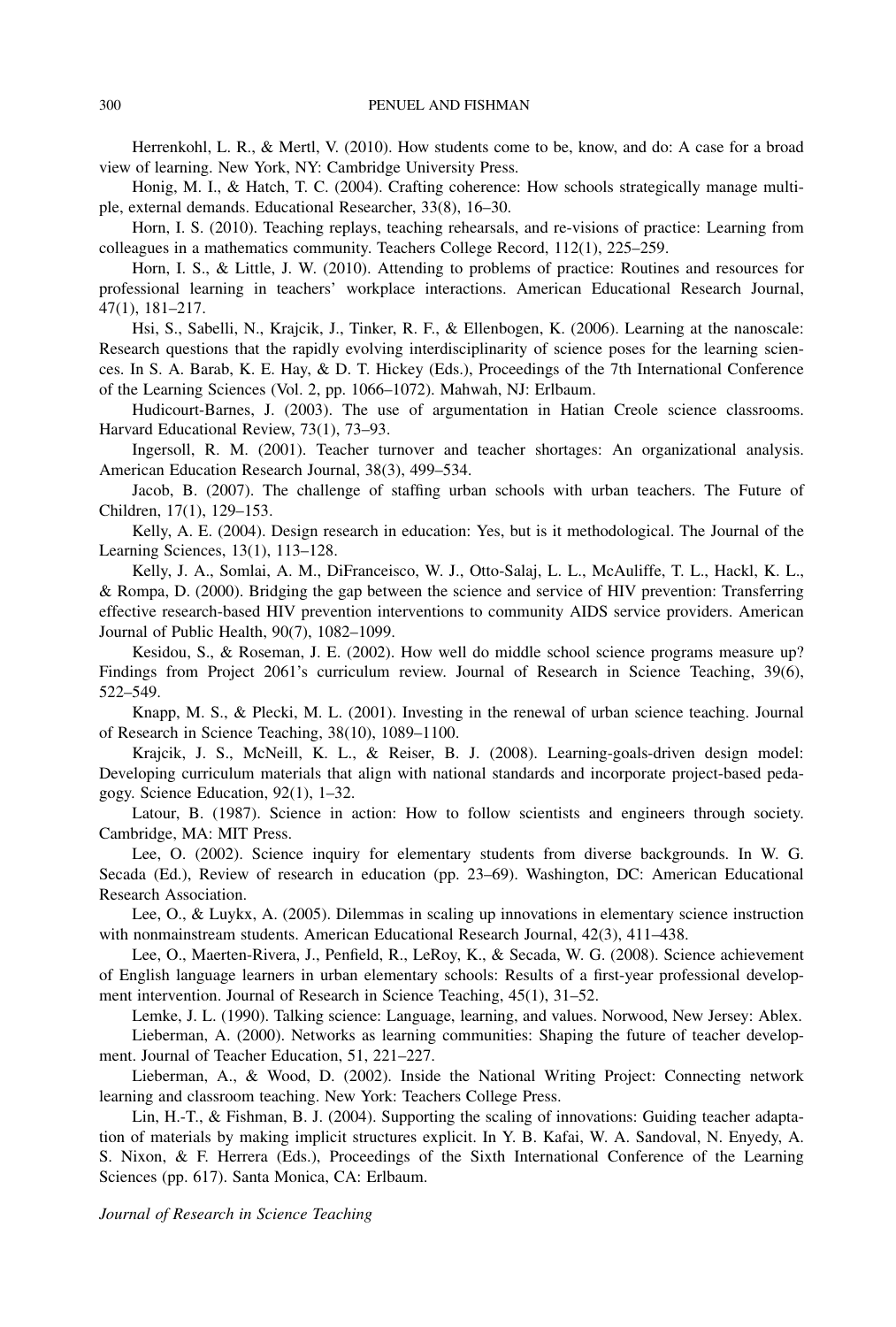Herrenkohl, L. R., & Mertl, V. (2010). How students come to be, know, and do: A case for a broad view of learning. New York, NY: Cambridge University Press.

Honig, M. I., & Hatch, T. C. (2004). Crafting coherence: How schools strategically manage multiple, external demands. Educational Researcher, 33(8), 16–30.

Horn, I. S. (2010). Teaching replays, teaching rehearsals, and re-visions of practice: Learning from colleagues in a mathematics community. Teachers College Record, 112(1), 225–259.

Horn, I. S., & Little, J. W. (2010). Attending to problems of practice: Routines and resources for professional learning in teachers' workplace interactions. American Educational Research Journal, 47(1), 181–217.

Hsi, S., Sabelli, N., Krajcik, J., Tinker, R. F., & Ellenbogen, K. (2006). Learning at the nanoscale: Research questions that the rapidly evolving interdisciplinarity of science poses for the learning sciences. In S. A. Barab, K. E. Hay, & D. T. Hickey (Eds.), Proceedings of the 7th International Conference of the Learning Sciences (Vol. 2, pp. 1066–1072). Mahwah, NJ: Erlbaum.

Hudicourt-Barnes, J. (2003). The use of argumentation in Hatian Creole science classrooms. Harvard Educational Review, 73(1), 73–93.

Ingersoll, R. M. (2001). Teacher turnover and teacher shortages: An organizational analysis. American Education Research Journal, 38(3), 499–534.

Jacob, B. (2007). The challenge of staffing urban schools with urban teachers. The Future of Children, 17(1), 129–153.

Kelly, A. E. (2004). Design research in education: Yes, but is it methodological. The Journal of the Learning Sciences, 13(1), 113–128.

Kelly, J. A., Somlai, A. M., DiFranceisco, W. J., Otto-Salaj, L. L., McAuliffe, T. L., Hackl, K. L., & Rompa, D. (2000). Bridging the gap between the science and service of HIV prevention: Transferring effective research-based HIV prevention interventions to community AIDS service providers. American Journal of Public Health, 90(7), 1082–1099.

Kesidou, S., & Roseman, J. E. (2002). How well do middle school science programs measure up? Findings from Project 2061's curriculum review. Journal of Research in Science Teaching, 39(6), 522–549.

Knapp, M. S., & Plecki, M. L. (2001). Investing in the renewal of urban science teaching. Journal of Research in Science Teaching, 38(10), 1089–1100.

Krajcik, J. S., McNeill, K. L., & Reiser, B. J. (2008). Learning-goals-driven design model: Developing curriculum materials that align with national standards and incorporate project-based pedagogy. Science Education, 92(1), 1–32.

Latour, B. (1987). Science in action: How to follow scientists and engineers through society. Cambridge, MA: MIT Press.

Lee, O. (2002). Science inquiry for elementary students from diverse backgrounds. In W. G. Secada (Ed.), Review of research in education (pp. 23–69). Washington, DC: American Educational Research Association.

Lee, O., & Luykx, A. (2005). Dilemmas in scaling up innovations in elementary science instruction with nonmainstream students. American Educational Research Journal, 42(3), 411–438.

Lee, O., Maerten-Rivera, J., Penfield, R., LeRoy, K., & Secada, W. G. (2008). Science achievement of English language learners in urban elementary schools: Results of a first-year professional development intervention. Journal of Research in Science Teaching, 45(1), 31–52.

Lemke, J. L. (1990). Talking science: Language, learning, and values. Norwood, New Jersey: Ablex.

Lieberman, A. (2000). Networks as learning communities: Shaping the future of teacher development. Journal of Teacher Education, 51, 221–227.

Lieberman, A., & Wood, D. (2002). Inside the National Writing Project: Connecting network learning and classroom teaching. New York: Teachers College Press.

Lin, H.-T., & Fishman, B. J. (2004). Supporting the scaling of innovations: Guiding teacher adaptation of materials by making implicit structures explicit. In Y. B. Kafai, W. A. Sandoval, N. Enyedy, A. S. Nixon, & F. Herrera (Eds.), Proceedings of the Sixth International Conference of the Learning Sciences (pp. 617). Santa Monica, CA: Erlbaum.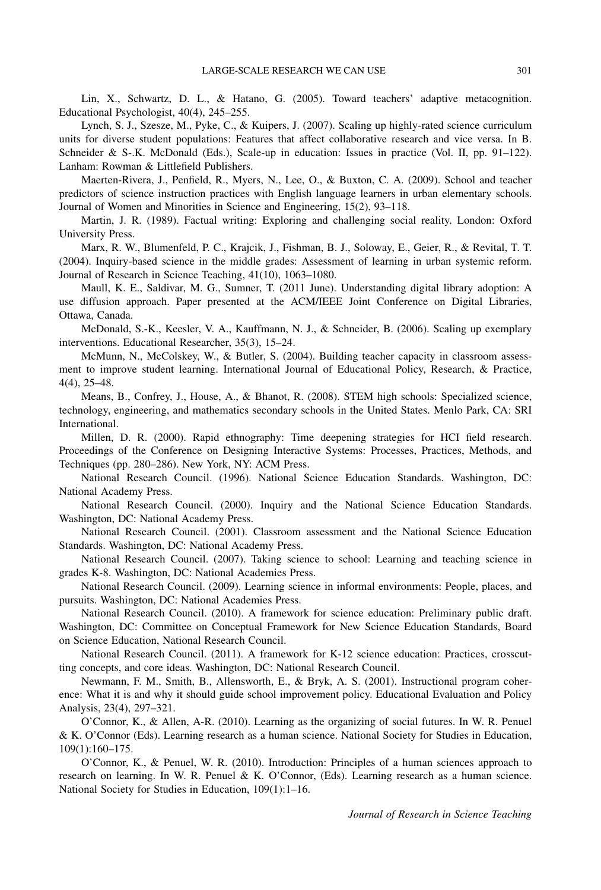Lin, X., Schwartz, D. L., & Hatano, G. (2005). Toward teachers' adaptive metacognition. Educational Psychologist, 40(4), 245–255.

Lynch, S. J., Szesze, M., Pyke, C., & Kuipers, J. (2007). Scaling up highly-rated science curriculum units for diverse student populations: Features that affect collaborative research and vice versa. In B. Schneider & S-.K. McDonald (Eds.), Scale-up in education: Issues in practice (Vol. II, pp. 91–122). Lanham: Rowman & Littlefield Publishers.

Maerten-Rivera, J., Penfield, R., Myers, N., Lee, O., & Buxton, C. A. (2009). School and teacher predictors of science instruction practices with English language learners in urban elementary schools. Journal of Women and Minorities in Science and Engineering, 15(2), 93–118.

Martin, J. R. (1989). Factual writing: Exploring and challenging social reality. London: Oxford University Press.

Marx, R. W., Blumenfeld, P. C., Krajcik, J., Fishman, B. J., Soloway, E., Geier, R., & Revital, T. T. (2004). Inquiry-based science in the middle grades: Assessment of learning in urban systemic reform. Journal of Research in Science Teaching, 41(10), 1063–1080.

Maull, K. E., Saldivar, M. G., Sumner, T. (2011 June). Understanding digital library adoption: A use diffusion approach. Paper presented at the ACM/IEEE Joint Conference on Digital Libraries, Ottawa, Canada.

McDonald, S.-K., Keesler, V. A., Kauffmann, N. J., & Schneider, B. (2006). Scaling up exemplary interventions. Educational Researcher, 35(3), 15–24.

McMunn, N., McColskey, W., & Butler, S. (2004). Building teacher capacity in classroom assessment to improve student learning. International Journal of Educational Policy, Research, & Practice, 4(4), 25–48.

Means, B., Confrey, J., House, A., & Bhanot, R. (2008). STEM high schools: Specialized science, technology, engineering, and mathematics secondary schools in the United States. Menlo Park, CA: SRI International.

Millen, D. R. (2000). Rapid ethnography: Time deepening strategies for HCI field research. Proceedings of the Conference on Designing Interactive Systems: Processes, Practices, Methods, and Techniques (pp. 280–286). New York, NY: ACM Press.

National Research Council. (1996). National Science Education Standards. Washington, DC: National Academy Press.

National Research Council. (2000). Inquiry and the National Science Education Standards. Washington, DC: National Academy Press.

National Research Council. (2001). Classroom assessment and the National Science Education Standards. Washington, DC: National Academy Press.

National Research Council. (2007). Taking science to school: Learning and teaching science in grades K-8. Washington, DC: National Academies Press.

National Research Council. (2009). Learning science in informal environments: People, places, and pursuits. Washington, DC: National Academies Press.

National Research Council. (2010). A framework for science education: Preliminary public draft. Washington, DC: Committee on Conceptual Framework for New Science Education Standards, Board on Science Education, National Research Council.

National Research Council. (2011). A framework for K-12 science education: Practices, crosscutting concepts, and core ideas. Washington, DC: National Research Council.

Newmann, F. M., Smith, B., Allensworth, E., & Bryk, A. S. (2001). Instructional program coherence: What it is and why it should guide school improvement policy. Educational Evaluation and Policy Analysis, 23(4), 297–321.

O'Connor, K., & Allen, A-R. (2010). Learning as the organizing of social futures. In W. R. Penuel & K. O'Connor (Eds). Learning research as a human science. National Society for Studies in Education, 109(1):160–175.

O'Connor, K., & Penuel, W. R. (2010). Introduction: Principles of a human sciences approach to research on learning. In W. R. Penuel & K. O'Connor, (Eds). Learning research as a human science. National Society for Studies in Education, 109(1):1–16.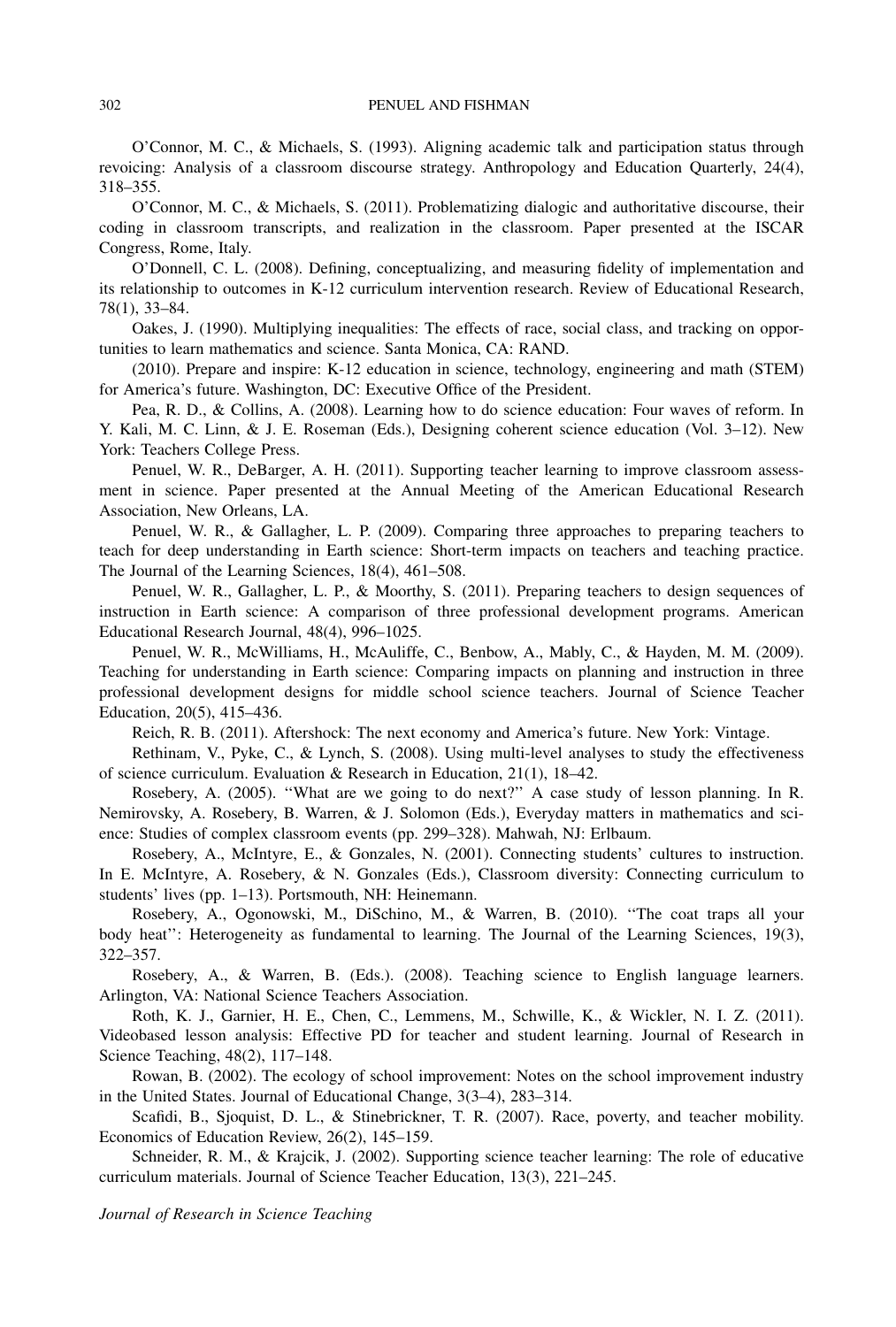O'Connor, M. C., & Michaels, S. (1993). Aligning academic talk and participation status through revoicing: Analysis of a classroom discourse strategy. Anthropology and Education Quarterly, 24(4), 318–355.

O'Connor, M. C., & Michaels, S. (2011). Problematizing dialogic and authoritative discourse, their coding in classroom transcripts, and realization in the classroom. Paper presented at the ISCAR Congress, Rome, Italy.

O'Donnell, C. L. (2008). Defining, conceptualizing, and measuring fidelity of implementation and its relationship to outcomes in K-12 curriculum intervention research. Review of Educational Research, 78(1), 33–84.

Oakes, J. (1990). Multiplying inequalities: The effects of race, social class, and tracking on opportunities to learn mathematics and science. Santa Monica, CA: RAND.

(2010). Prepare and inspire: K-12 education in science, technology, engineering and math (STEM) for America's future. Washington, DC: Executive Office of the President.

Pea, R. D., & Collins, A. (2008). Learning how to do science education: Four waves of reform. In Y. Kali, M. C. Linn, & J. E. Roseman (Eds.), Designing coherent science education (Vol. 3–12). New York: Teachers College Press.

Penuel, W. R., DeBarger, A. H. (2011). Supporting teacher learning to improve classroom assessment in science. Paper presented at the Annual Meeting of the American Educational Research Association, New Orleans, LA.

Penuel, W. R., & Gallagher, L. P. (2009). Comparing three approaches to preparing teachers to teach for deep understanding in Earth science: Short-term impacts on teachers and teaching practice. The Journal of the Learning Sciences, 18(4), 461–508.

Penuel, W. R., Gallagher, L. P., & Moorthy, S. (2011). Preparing teachers to design sequences of instruction in Earth science: A comparison of three professional development programs. American Educational Research Journal, 48(4), 996–1025.

Penuel, W. R., McWilliams, H., McAuliffe, C., Benbow, A., Mably, C., & Hayden, M. M. (2009). Teaching for understanding in Earth science: Comparing impacts on planning and instruction in three professional development designs for middle school science teachers. Journal of Science Teacher Education, 20(5), 415–436.

Reich, R. B. (2011). Aftershock: The next economy and America's future. New York: Vintage.

Rethinam, V., Pyke, C., & Lynch, S. (2008). Using multi-level analyses to study the effectiveness of science curriculum. Evaluation & Research in Education, 21(1), 18–42.

Rosebery, A. (2005). "What are we going to do next?" A case study of lesson planning. In R. Nemirovsky, A. Rosebery, B. Warren, & J. Solomon (Eds.), Everyday matters in mathematics and science: Studies of complex classroom events (pp. 299–328). Mahwah, NJ: Erlbaum.

Rosebery, A., McIntyre, E., & Gonzales, N. (2001). Connecting students' cultures to instruction. In E. McIntyre, A. Rosebery, & N. Gonzales (Eds.), Classroom diversity: Connecting curriculum to students' lives (pp. 1–13). Portsmouth, NH: Heinemann.

Rosebery, A., Ogonowski, M., DiSchino, M., & Warren, B. (2010). "The coat traps all your body heat": Heterogeneity as fundamental to learning. The Journal of the Learning Sciences, 19(3), 322–357.

Rosebery, A., & Warren, B. (Eds.). (2008). Teaching science to English language learners. Arlington, VA: National Science Teachers Association.

Roth, K. J., Garnier, H. E., Chen, C., Lemmens, M., Schwille, K., & Wickler, N. I. Z. (2011). Videobased lesson analysis: Effective PD for teacher and student learning. Journal of Research in Science Teaching, 48(2), 117–148.

Rowan, B. (2002). The ecology of school improvement: Notes on the school improvement industry in the United States. Journal of Educational Change, 3(3–4), 283–314.

Scafidi, B., Sjoquist, D. L., & Stinebrickner, T. R. (2007). Race, poverty, and teacher mobility. Economics of Education Review, 26(2), 145–159.

Schneider, R. M., & Krajcik, J. (2002). Supporting science teacher learning: The role of educative curriculum materials. Journal of Science Teacher Education, 13(3), 221–245.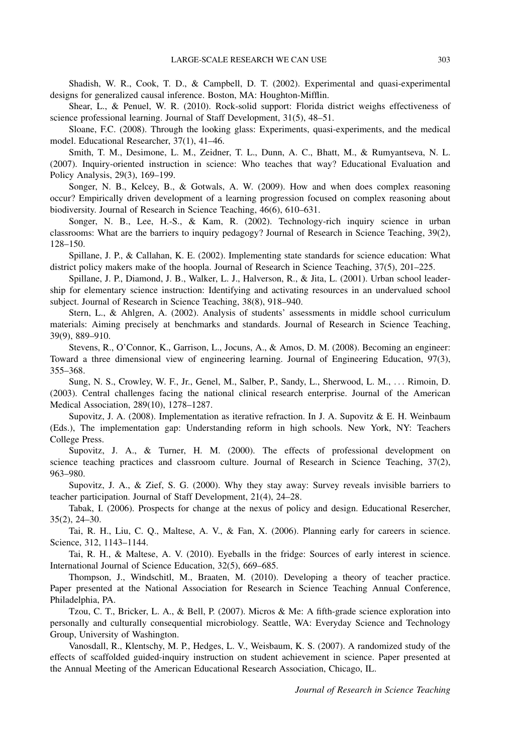Shadish, W. R., Cook, T. D., & Campbell, D. T. (2002). Experimental and quasi-experimental designs for generalized causal inference. Boston, MA: Houghton-Mifflin.

Shear, L., & Penuel, W. R. (2010). Rock-solid support: Florida district weighs effectiveness of science professional learning. Journal of Staff Development, 31(5), 48–51.

Sloane, F.C. (2008). Through the looking glass: Experiments, quasi-experiments, and the medical model. Educational Researcher, 37(1), 41–46.

Smith, T. M., Desimone, L. M., Zeidner, T. L., Dunn, A. C., Bhatt, M., & Rumyantseva, N. L. (2007). Inquiry-oriented instruction in science: Who teaches that way? Educational Evaluation and Policy Analysis, 29(3), 169–199.

Songer, N. B., Kelcey, B., & Gotwals, A. W. (2009). How and when does complex reasoning occur? Empirically driven development of a learning progression focused on complex reasoning about biodiversity. Journal of Research in Science Teaching, 46(6), 610–631.

Songer, N. B., Lee, H.-S., & Kam, R. (2002). Technology-rich inquiry science in urban classrooms: What are the barriers to inquiry pedagogy? Journal of Research in Science Teaching, 39(2), 128–150.

Spillane, J. P., & Callahan, K. E. (2002). Implementing state standards for science education: What district policy makers make of the hoopla. Journal of Research in Science Teaching, 37(5), 201–225.

Spillane, J. P., Diamond, J. B., Walker, L. J., Halverson, R., & Jita, L. (2001). Urban school leadership for elementary science instruction: Identifying and activating resources in an undervalued school subject. Journal of Research in Science Teaching, 38(8), 918–940.

Stern, L., & Ahlgren, A. (2002). Analysis of students' assessments in middle school curriculum materials: Aiming precisely at benchmarks and standards. Journal of Research in Science Teaching, 39(9), 889–910.

Stevens, R., O'Connor, K., Garrison, L., Jocuns, A., & Amos, D. M. (2008). Becoming an engineer: Toward a three dimensional view of engineering learning. Journal of Engineering Education, 97(3), 355–368.

Sung, N. S., Crowley, W. F., Jr., Genel, M., Salber, P., Sandy, L., Sherwood, L. M., . . . Rimoin, D. (2003). Central challenges facing the national clinical research enterprise. Journal of the American Medical Association, 289(10), 1278–1287.

Supovitz, J. A. (2008). Implementation as iterative refraction. In J. A. Supovitz & E. H. Weinbaum (Eds.), The implementation gap: Understanding reform in high schools. New York, NY: Teachers College Press.

Supovitz, J. A., & Turner, H. M. (2000). The effects of professional development on science teaching practices and classroom culture. Journal of Research in Science Teaching, 37(2), 963–980.

Supovitz, J. A., & Zief, S. G. (2000). Why they stay away: Survey reveals invisible barriers to teacher participation. Journal of Staff Development, 21(4), 24–28.

Tabak, I. (2006). Prospects for change at the nexus of policy and design. Educational Resercher, 35(2), 24–30.

Tai, R. H., Liu, C. Q., Maltese, A. V., & Fan, X. (2006). Planning early for careers in science. Science, 312, 1143–1144.

Tai, R. H., & Maltese, A. V. (2010). Eyeballs in the fridge: Sources of early interest in science. International Journal of Science Education, 32(5), 669–685.

Thompson, J., Windschitl, M., Braaten, M. (2010). Developing a theory of teacher practice. Paper presented at the National Association for Research in Science Teaching Annual Conference, Philadelphia, PA.

Tzou, C. T., Bricker, L. A., & Bell, P. (2007). Micros & Me: A fifth-grade science exploration into personally and culturally consequential microbiology. Seattle, WA: Everyday Science and Technology Group, University of Washington.

Vanosdall, R., Klentschy, M. P., Hedges, L. V., Weisbaum, K. S. (2007). A randomized study of the effects of scaffolded guided-inquiry instruction on student achievement in science. Paper presented at the Annual Meeting of the American Educational Research Association, Chicago, IL.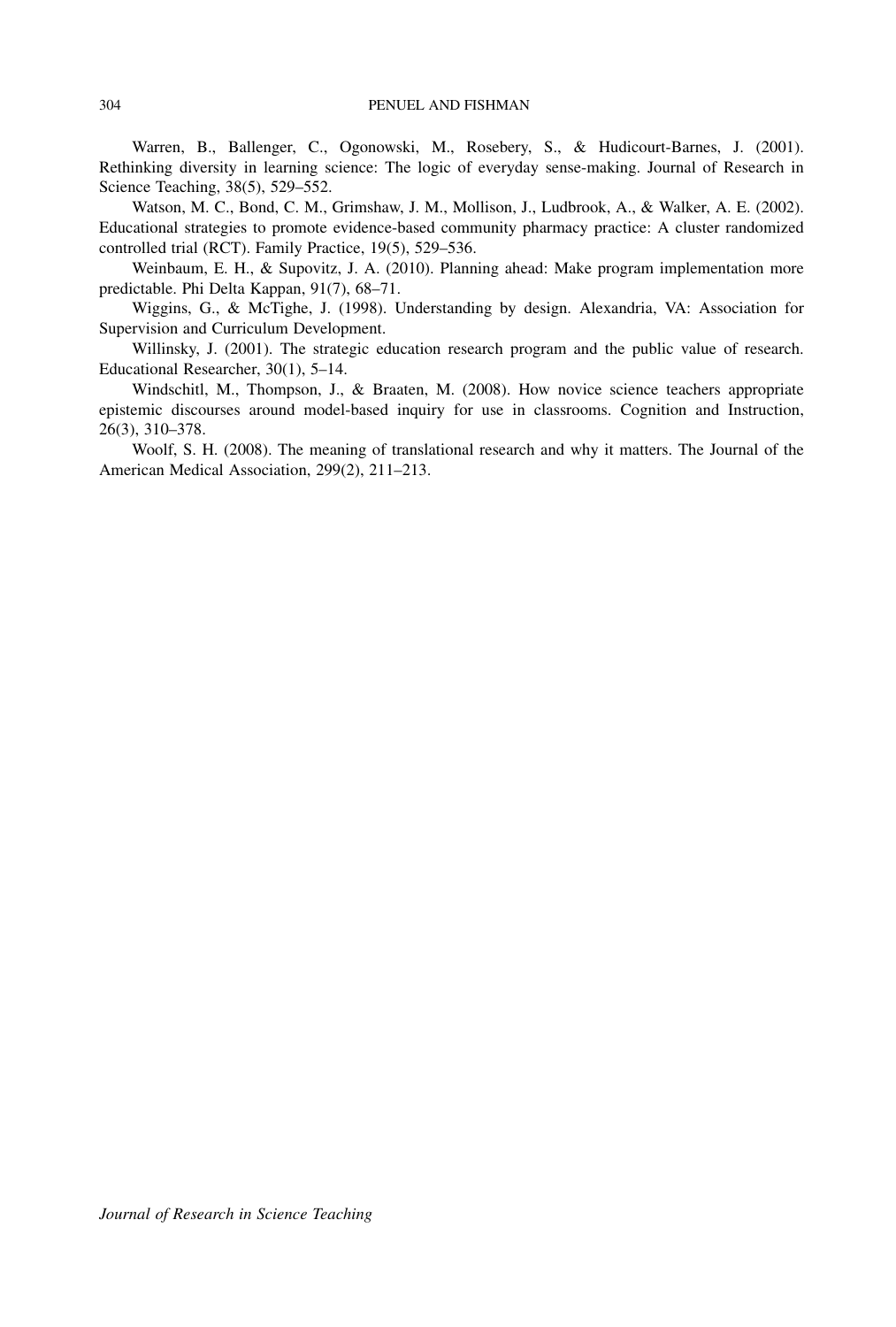Warren, B., Ballenger, C., Ogonowski, M., Rosebery, S., & Hudicourt-Barnes, J. (2001). Rethinking diversity in learning science: The logic of everyday sense-making. Journal of Research in Science Teaching, 38(5), 529–552.

Watson, M. C., Bond, C. M., Grimshaw, J. M., Mollison, J., Ludbrook, A., & Walker, A. E. (2002). Educational strategies to promote evidence-based community pharmacy practice: A cluster randomized controlled trial (RCT). Family Practice, 19(5), 529–536.

Weinbaum, E. H., & Supovitz, J. A. (2010). Planning ahead: Make program implementation more predictable. Phi Delta Kappan, 91(7), 68–71.

Wiggins, G., & McTighe, J. (1998). Understanding by design. Alexandria, VA: Association for Supervision and Curriculum Development.

Willinsky, J. (2001). The strategic education research program and the public value of research. Educational Researcher, 30(1), 5–14.

Windschitl, M., Thompson, J., & Braaten, M. (2008). How novice science teachers appropriate epistemic discourses around model-based inquiry for use in classrooms. Cognition and Instruction, 26(3), 310–378.

Woolf, S. H. (2008). The meaning of translational research and why it matters. The Journal of the American Medical Association, 299(2), 211–213.